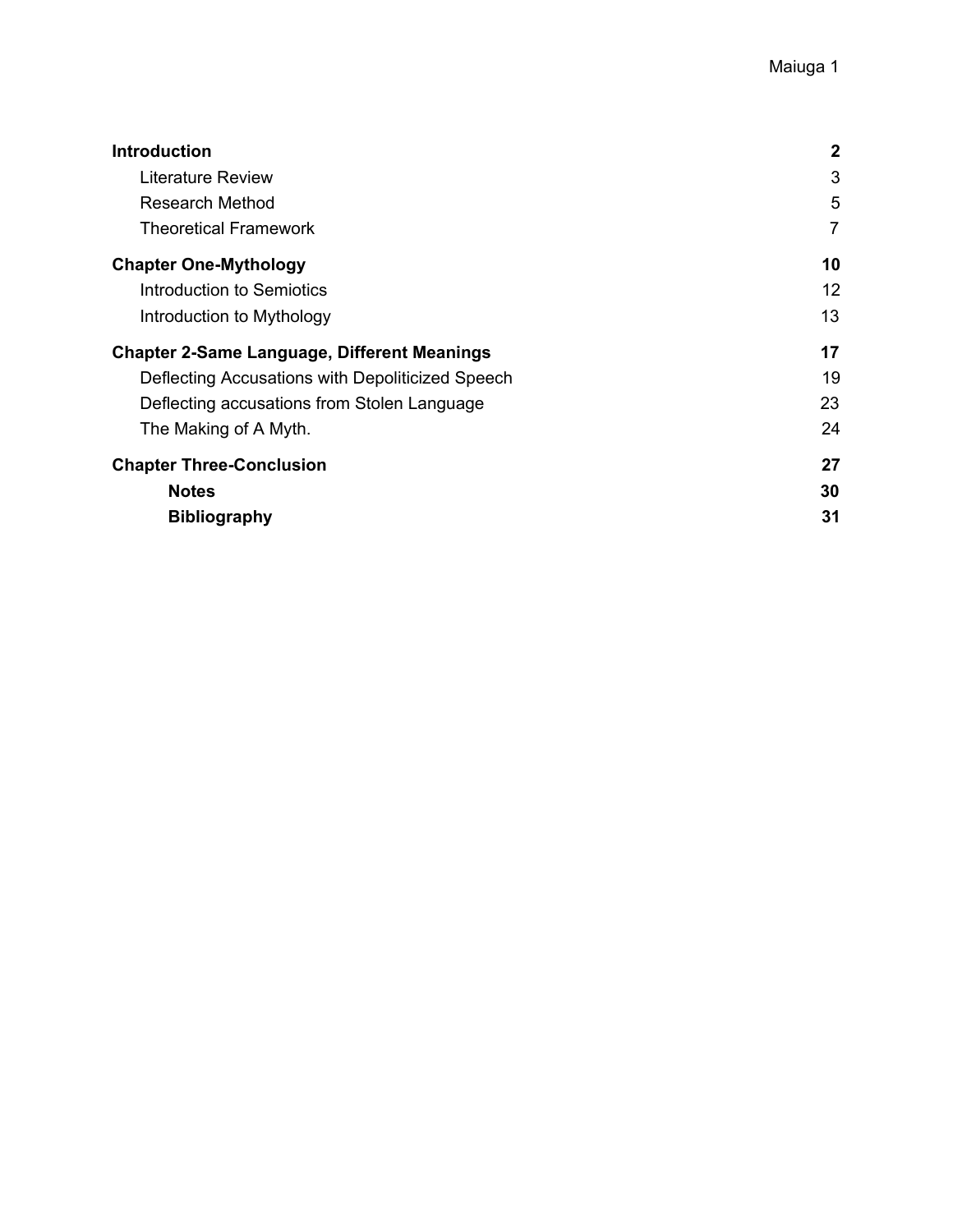| | |
|---|---|
| **Introduction** | **2** |
| Literature Review | 3 |
| Research Method | 5 |
| Theoretical Framework | 7 |
| **Chapter One-Mythology** | **10** |
| Introduction to Semiotics | 12 |
| Introduction to Mythology | 13 |
| **Chapter 2-Same Language, Different Meanings** | **17** |
| Deflecting Accusations with Depoliticized Speech | 19 |
| Deflecting accusations from Stolen Language | 23 |
| The Making of A Myth. | 24 |
| **Chapter Three-Conclusion** | **27** |
| **Notes** | **30** |
| **Bibliography** | **31** |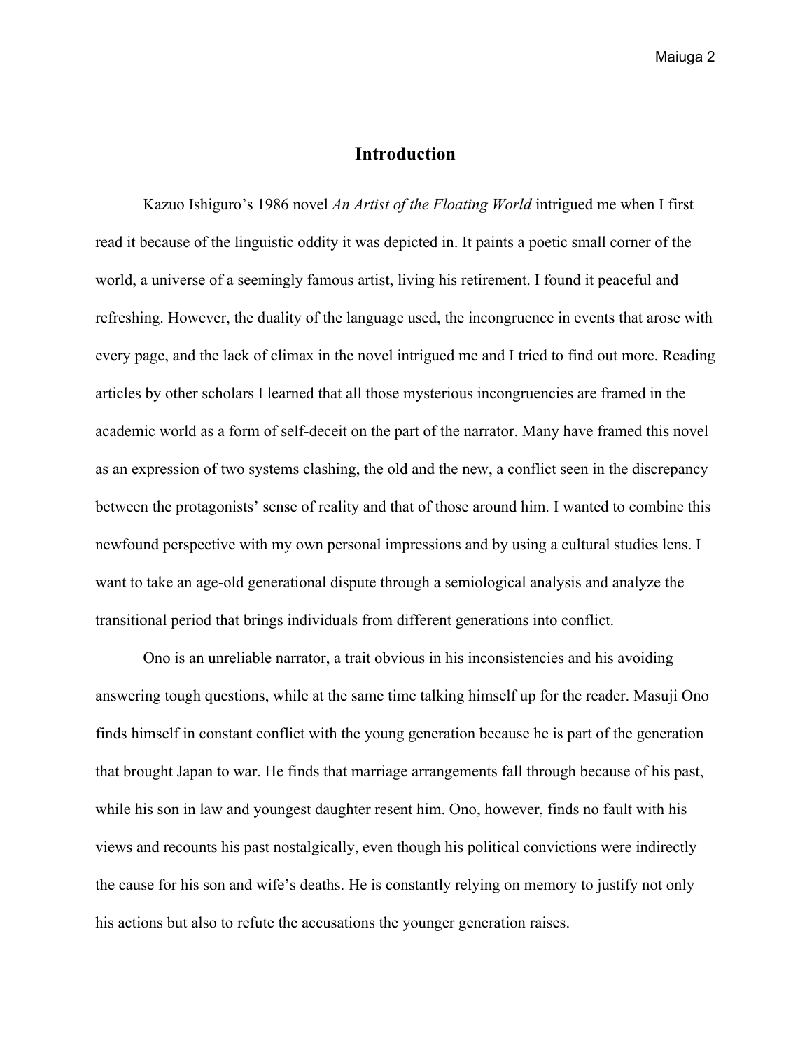# Introduction

Kazuo Ishiguro's 1986 novel *An Artist of the Floating World* intrigued me when I first read it because of the linguistic oddity it was depicted in. It paints a poetic small corner of the world, a universe of a seemingly famous artist, living his retirement. I found it peaceful and refreshing. However, the duality of the language used, the incongruence in events that arose with every page, and the lack of climax in the novel intrigued me and I tried to find out more. Reading articles by other scholars I learned that all those mysterious incongruencies are framed in the academic world as a form of self-deceit on the part of the narrator. Many have framed this novel as an expression of two systems clashing, the old and the new, a conflict seen in the discrepancy between the protagonists' sense of reality and that of those around him. I wanted to combine this newfound perspective with my own personal impressions and by using a cultural studies lens. I want to take an age-old generational dispute through a semiological analysis and analyze the transitional period that brings individuals from different generations into conflict.

Ono is an unreliable narrator, a trait obvious in his inconsistencies and his avoiding answering tough questions, while at the same time talking himself up for the reader. Masuji Ono finds himself in constant conflict with the young generation because he is part of the generation that brought Japan to war. He finds that marriage arrangements fall through because of his past, while his son in law and youngest daughter resent him. Ono, however, finds no fault with his views and recounts his past nostalgically, even though his political convictions were indirectly the cause for his son and wife's deaths. He is constantly relying on memory to justify not only his actions but also to refute the accusations the younger generation raises.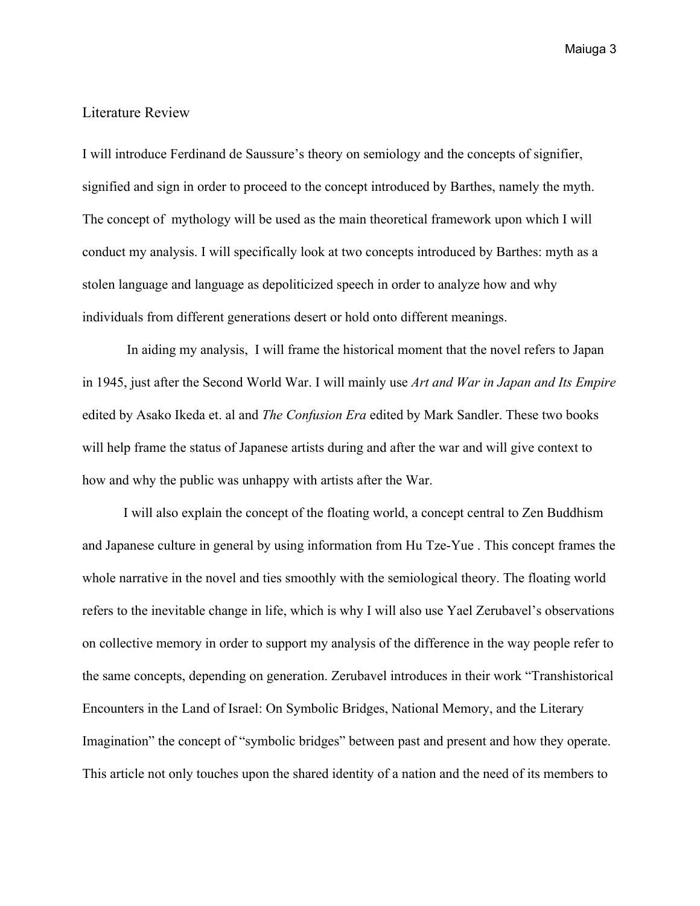## Literature Review

I will introduce Ferdinand de Saussure's theory on semiology and the concepts of signifier, signified and sign in order to proceed to the concept introduced by Barthes, namely the myth. The concept of mythology will be used as the main theoretical framework upon which I will conduct my analysis. I will specifically look at two concepts introduced by Barthes: myth as a stolen language and language as depoliticized speech in order to analyze how and why individuals from different generations desert or hold onto different meanings.

In aiding my analysis, I will frame the historical moment that the novel refers to Japan in 1945, just after the Second World War. I will mainly use *Art and War in Japan and Its Empire* edited by Asako Ikeda et. al and *The Confusion Era* edited by Mark Sandler. These two books will help frame the status of Japanese artists during and after the war and will give context to how and why the public was unhappy with artists after the War.

I will also explain the concept of the floating world, a concept central to Zen Buddhism and Japanese culture in general by using information from Hu Tze-Yue . This concept frames the whole narrative in the novel and ties smoothly with the semiological theory. The floating world refers to the inevitable change in life, which is why I will also use Yael Zerubavel's observations on collective memory in order to support my analysis of the difference in the way people refer to the same concepts, depending on generation. Zerubavel introduces in their work "Transhistorical Encounters in the Land of Israel: On Symbolic Bridges, National Memory, and the Literary Imagination" the concept of "symbolic bridges" between past and present and how they operate. This article not only touches upon the shared identity of a nation and the need of its members to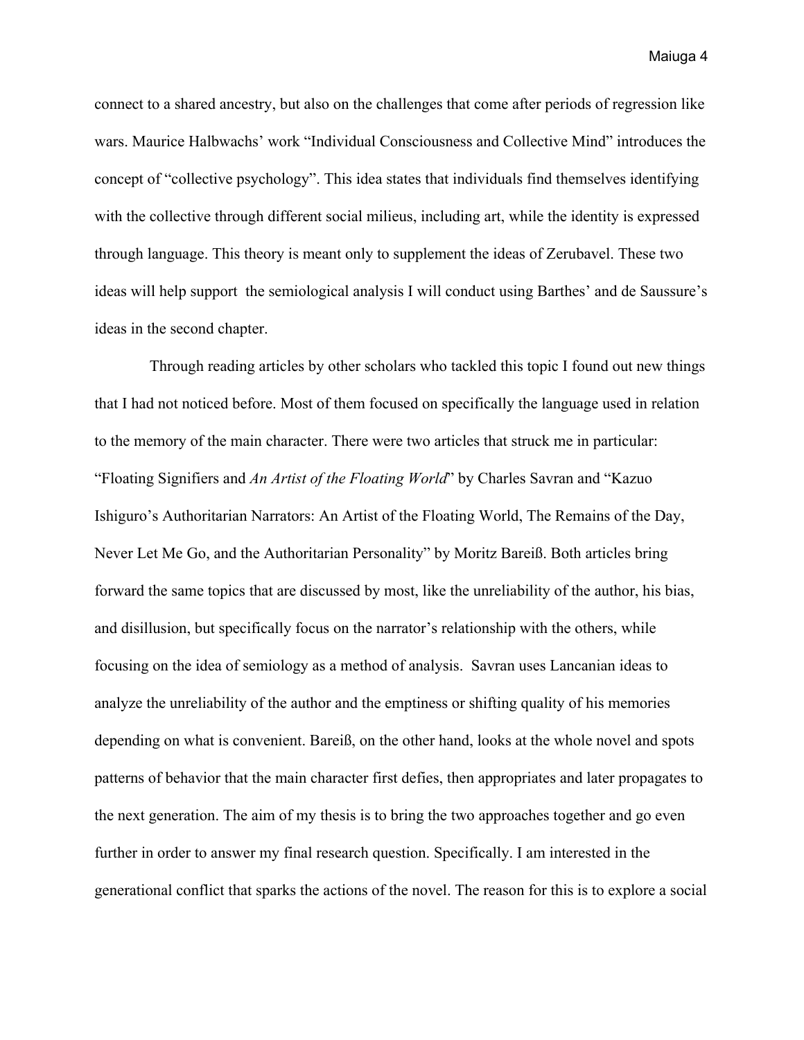connect to a shared ancestry, but also on the challenges that come after periods of regression like wars. Maurice Halbwachs' work "Individual Consciousness and Collective Mind" introduces the concept of "collective psychology". This idea states that individuals find themselves identifying with the collective through different social milieus, including art, while the identity is expressed through language. This theory is meant only to supplement the ideas of Zerubavel. These two ideas will help support the semiological analysis I will conduct using Barthes' and de Saussure's ideas in the second chapter.

Through reading articles by other scholars who tackled this topic I found out new things that I had not noticed before. Most of them focused on specifically the language used in relation to the memory of the main character. There were two articles that struck me in particular: "Floating Signifiers and *An Artist of the Floating World*" by Charles Savran and "Kazuo Ishiguro's Authoritarian Narrators: An Artist of the Floating World, The Remains of the Day, Never Let Me Go, and the Authoritarian Personality" by Moritz Bareiß. Both articles bring forward the same topics that are discussed by most, like the unreliability of the author, his bias, and disillusion, but specifically focus on the narrator's relationship with the others, while focusing on the idea of semiology as a method of analysis. Savran uses Lancanian ideas to analyze the unreliability of the author and the emptiness or shifting quality of his memories depending on what is convenient. Bareiß, on the other hand, looks at the whole novel and spots patterns of behavior that the main character first defies, then appropriates and later propagates to the next generation. The aim of my thesis is to bring the two approaches together and go even further in order to answer my final research question. Specifically. I am interested in the generational conflict that sparks the actions of the novel. The reason for this is to explore a social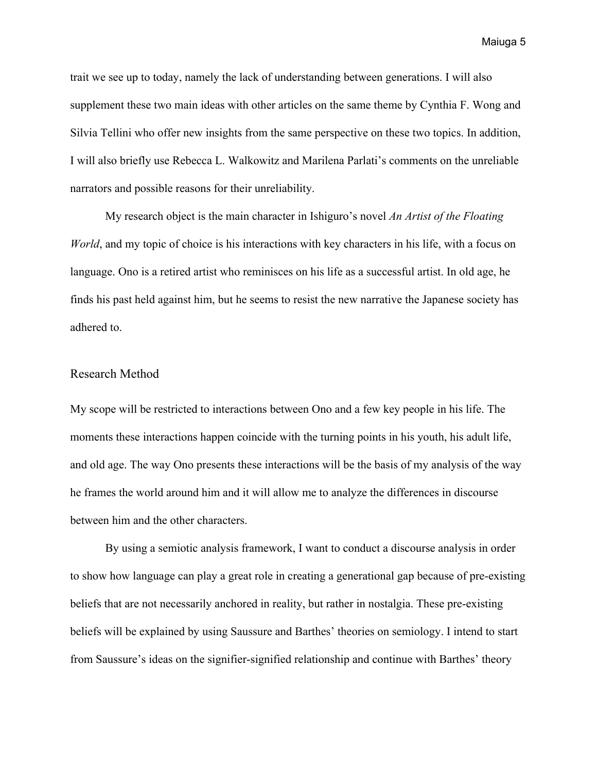trait we see up to today, namely the lack of understanding between generations. I will also supplement these two main ideas with other articles on the same theme by Cynthia F. Wong and Silvia Tellini who offer new insights from the same perspective on these two topics. In addition, I will also briefly use Rebecca L. Walkowitz and Marilena Parlati's comments on the unreliable narrators and possible reasons for their unreliability.

My research object is the main character in Ishiguro's novel *An Artist of the Floating World*, and my topic of choice is his interactions with key characters in his life, with a focus on language. Ono is a retired artist who reminisces on his life as a successful artist. In old age, he finds his past held against him, but he seems to resist the new narrative the Japanese society has adhered to.

## Research Method

My scope will be restricted to interactions between Ono and a few key people in his life. The moments these interactions happen coincide with the turning points in his youth, his adult life, and old age. The way Ono presents these interactions will be the basis of my analysis of the way he frames the world around him and it will allow me to analyze the differences in discourse between him and the other characters.

By using a semiotic analysis framework, I want to conduct a discourse analysis in order to show how language can play a great role in creating a generational gap because of pre-existing beliefs that are not necessarily anchored in reality, but rather in nostalgia. These pre-existing beliefs will be explained by using Saussure and Barthes' theories on semiology. I intend to start from Saussure's ideas on the signifier-signified relationship and continue with Barthes' theory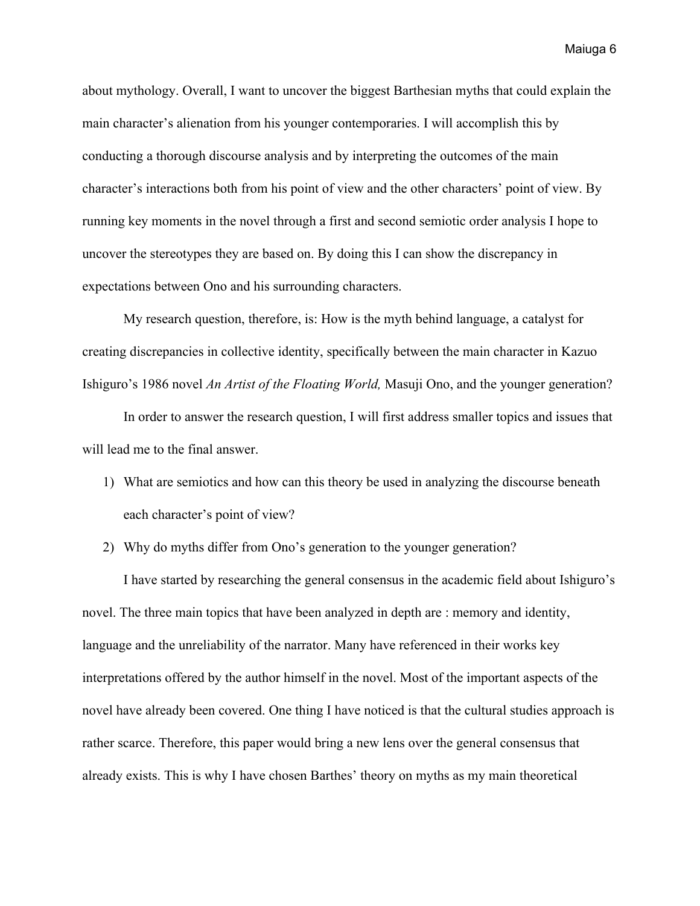about mythology. Overall, I want to uncover the biggest Barthesian myths that could explain the main character's alienation from his younger contemporaries. I will accomplish this by conducting a thorough discourse analysis and by interpreting the outcomes of the main character's interactions both from his point of view and the other characters' point of view. By running key moments in the novel through a first and second semiotic order analysis I hope to uncover the stereotypes they are based on. By doing this I can show the discrepancy in expectations between Ono and his surrounding characters.

My research question, therefore, is: How is the myth behind language, a catalyst for creating discrepancies in collective identity, specifically between the main character in Kazuo Ishiguro's 1986 novel *An Artist of the Floating World,* Masuji Ono, and the younger generation?

In order to answer the research question, I will first address smaller topics and issues that will lead me to the final answer.

1) What are semiotics and how can this theory be used in analyzing the discourse beneath each character's point of view?
2) Why do myths differ from Ono's generation to the younger generation?

I have started by researching the general consensus in the academic field about Ishiguro's novel. The three main topics that have been analyzed in depth are : memory and identity, language and the unreliability of the narrator. Many have referenced in their works key interpretations offered by the author himself in the novel. Most of the important aspects of the novel have already been covered. One thing I have noticed is that the cultural studies approach is rather scarce. Therefore, this paper would bring a new lens over the general consensus that already exists. This is why I have chosen Barthes' theory on myths as my main theoretical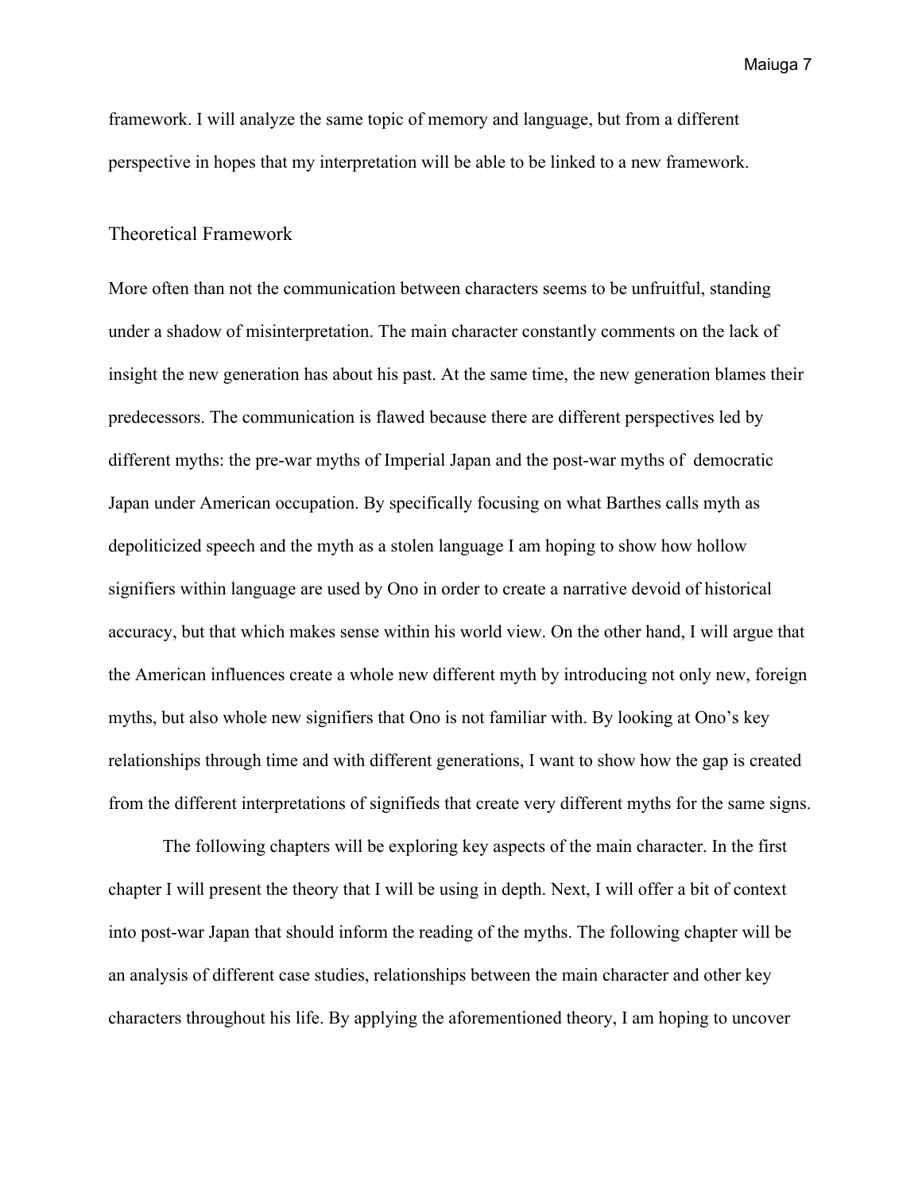framework. I will analyze the same topic of memory and language, but from a different perspective in hopes that my interpretation will be able to be linked to a new framework.

## Theoretical Framework

More often than not the communication between characters seems to be unfruitful, standing under a shadow of misinterpretation. The main character constantly comments on the lack of insight the new generation has about his past. At the same time, the new generation blames their predecessors. The communication is flawed because there are different perspectives led by different myths: the pre-war myths of Imperial Japan and the post-war myths of democratic Japan under American occupation. By specifically focusing on what Barthes calls myth as depoliticized speech and the myth as a stolen language I am hoping to show how hollow signifiers within language are used by Ono in order to create a narrative devoid of historical accuracy, but that which makes sense within his world view. On the other hand, I will argue that the American influences create a whole new different myth by introducing not only new, foreign myths, but also whole new signifiers that Ono is not familiar with. By looking at Ono's key relationships through time and with different generations, I want to show how the gap is created from the different interpretations of signifieds that create very different myths for the same signs.

The following chapters will be exploring key aspects of the main character. In the first chapter I will present the theory that I will be using in depth. Next, I will offer a bit of context into post-war Japan that should inform the reading of the myths. The following chapter will be an analysis of different case studies, relationships between the main character and other key characters throughout his life. By applying the aforementioned theory, I am hoping to uncover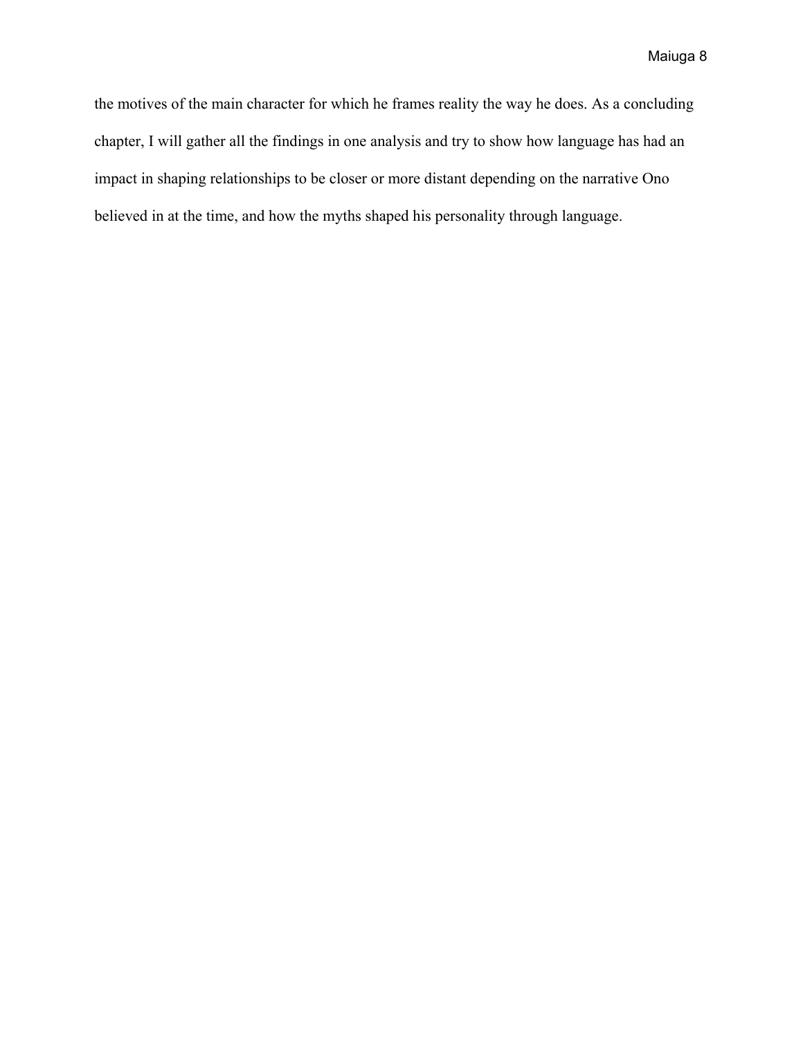the motives of the main character for which he frames reality the way he does. As a concluding chapter, I will gather all the findings in one analysis and try to show how language has had an impact in shaping relationships to be closer or more distant depending on the narrative Ono believed in at the time, and how the myths shaped his personality through language.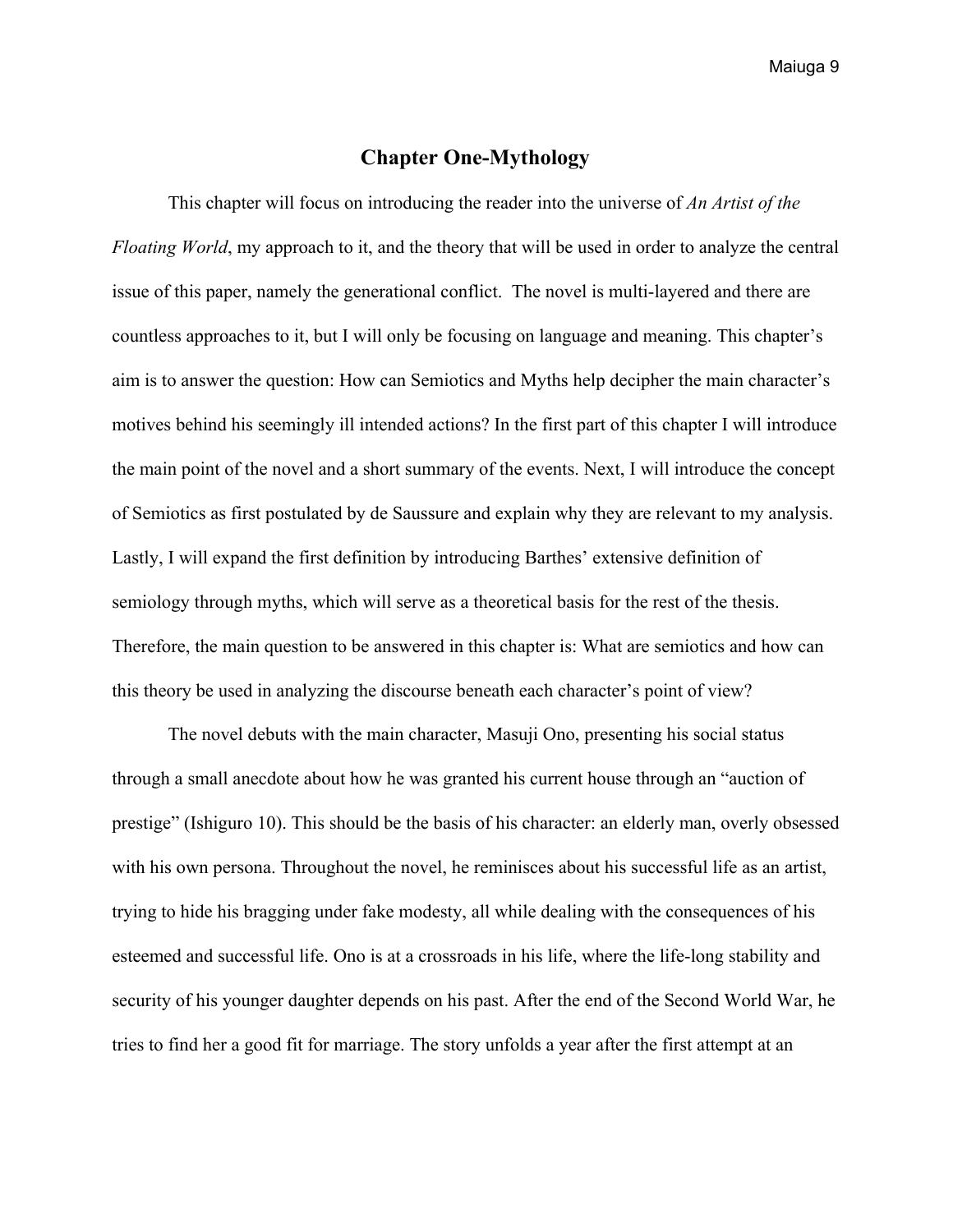# Chapter One-Mythology

This chapter will focus on introducing the reader into the universe of *An Artist of the Floating World*, my approach to it, and the theory that will be used in order to analyze the central issue of this paper, namely the generational conflict. The novel is multi-layered and there are countless approaches to it, but I will only be focusing on language and meaning. This chapter's aim is to answer the question: How can Semiotics and Myths help decipher the main character's motives behind his seemingly ill intended actions? In the first part of this chapter I will introduce the main point of the novel and a short summary of the events. Next, I will introduce the concept of Semiotics as first postulated by de Saussure and explain why they are relevant to my analysis. Lastly, I will expand the first definition by introducing Barthes' extensive definition of semiology through myths, which will serve as a theoretical basis for the rest of the thesis. Therefore, the main question to be answered in this chapter is: What are semiotics and how can this theory be used in analyzing the discourse beneath each character's point of view?

The novel debuts with the main character, Masuji Ono, presenting his social status through a small anecdote about how he was granted his current house through an "auction of prestige" (Ishiguro 10). This should be the basis of his character: an elderly man, overly obsessed with his own persona. Throughout the novel, he reminisces about his successful life as an artist, trying to hide his bragging under fake modesty, all while dealing with the consequences of his esteemed and successful life. Ono is at a crossroads in his life, where the life-long stability and security of his younger daughter depends on his past. After the end of the Second World War, he tries to find her a good fit for marriage. The story unfolds a year after the first attempt at an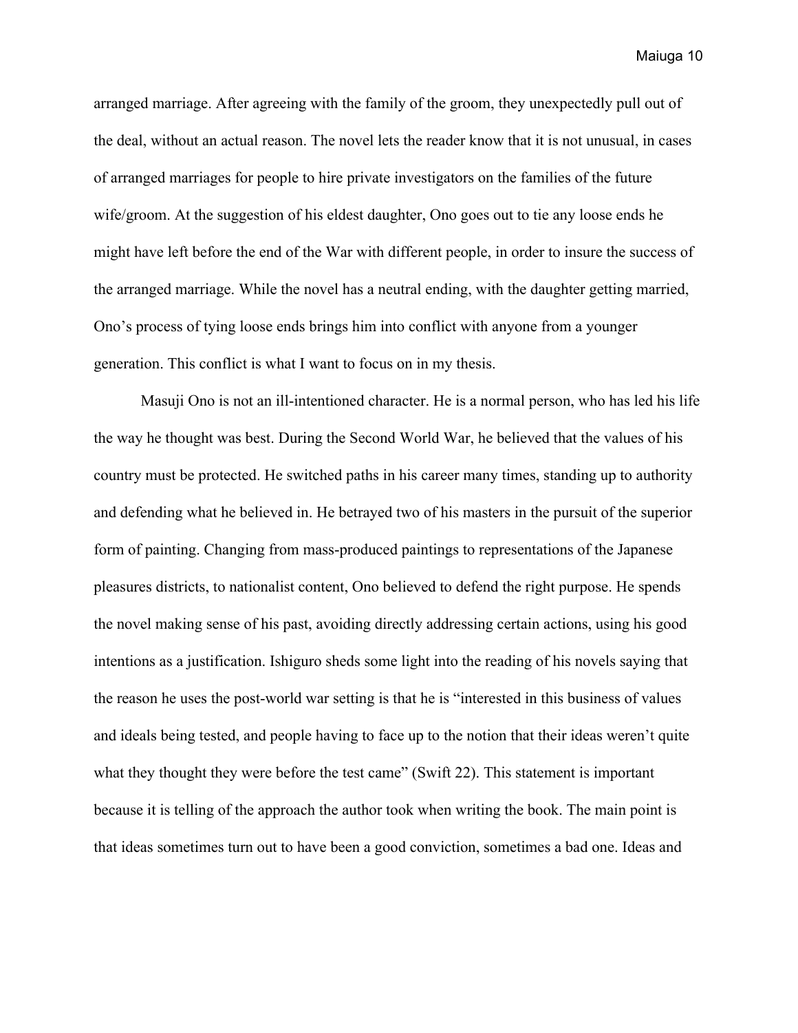arranged marriage. After agreeing with the family of the groom, they unexpectedly pull out of the deal, without an actual reason. The novel lets the reader know that it is not unusual, in cases of arranged marriages for people to hire private investigators on the families of the future wife/groom. At the suggestion of his eldest daughter, Ono goes out to tie any loose ends he might have left before the end of the War with different people, in order to insure the success of the arranged marriage. While the novel has a neutral ending, with the daughter getting married, Ono's process of tying loose ends brings him into conflict with anyone from a younger generation. This conflict is what I want to focus on in my thesis.

Masuji Ono is not an ill-intentioned character. He is a normal person, who has led his life the way he thought was best. During the Second World War, he believed that the values of his country must be protected. He switched paths in his career many times, standing up to authority and defending what he believed in. He betrayed two of his masters in the pursuit of the superior form of painting. Changing from mass-produced paintings to representations of the Japanese pleasures districts, to nationalist content, Ono believed to defend the right purpose. He spends the novel making sense of his past, avoiding directly addressing certain actions, using his good intentions as a justification. Ishiguro sheds some light into the reading of his novels saying that the reason he uses the post-world war setting is that he is "interested in this business of values and ideals being tested, and people having to face up to the notion that their ideas weren't quite what they thought they were before the test came" (Swift 22). This statement is important because it is telling of the approach the author took when writing the book. The main point is that ideas sometimes turn out to have been a good conviction, sometimes a bad one. Ideas and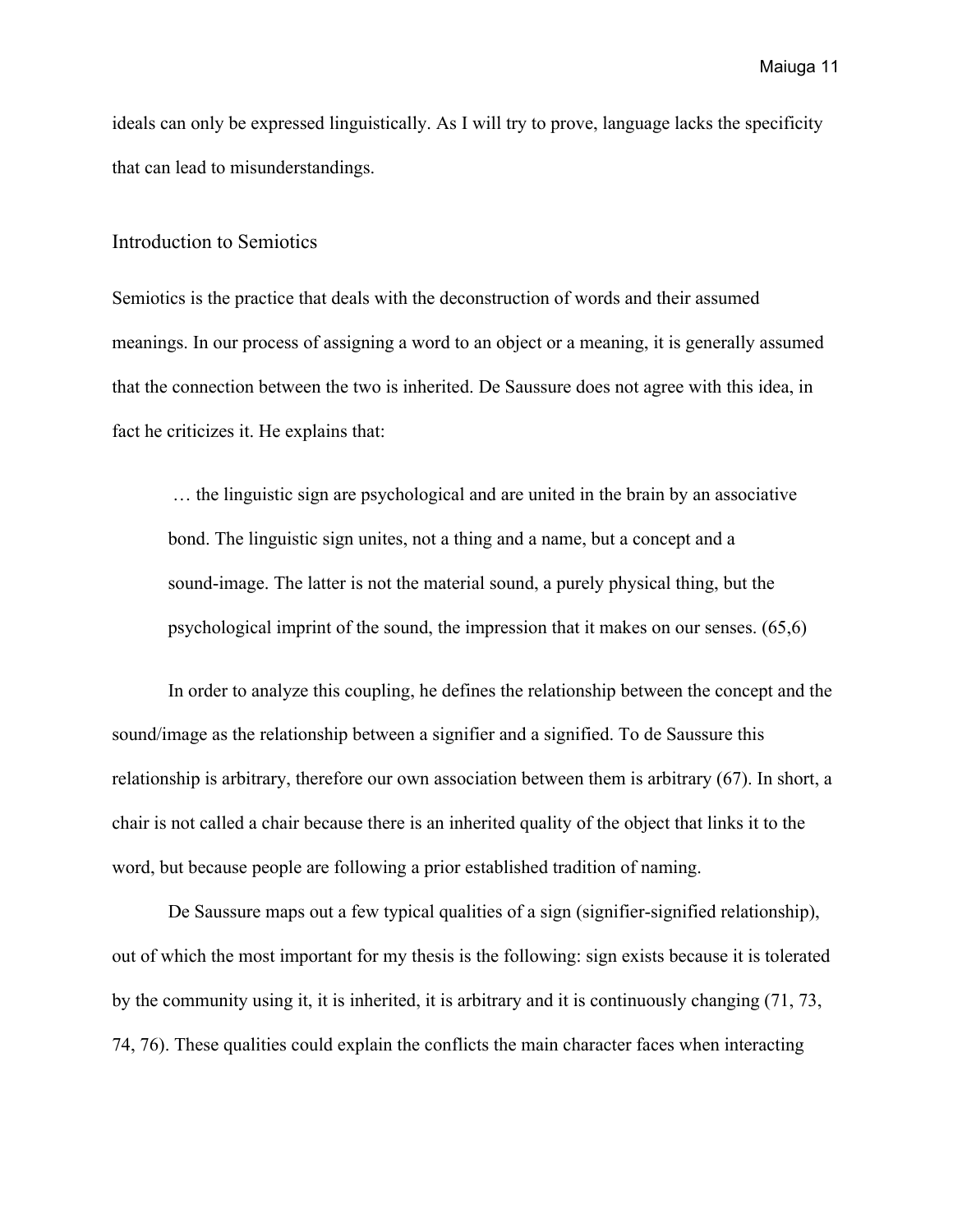ideals can only be expressed linguistically. As I will try to prove, language lacks the specificity that can lead to misunderstandings.

## Introduction to Semiotics

Semiotics is the practice that deals with the deconstruction of words and their assumed meanings. In our process of assigning a word to an object or a meaning, it is generally assumed that the connection between the two is inherited. De Saussure does not agree with this idea, in fact he criticizes it. He explains that:

> … the linguistic sign are psychological and are united in the brain by an associative bond. The linguistic sign unites, not a thing and a name, but a concept and a sound-image. The latter is not the material sound, a purely physical thing, but the psychological imprint of the sound, the impression that it makes on our senses. (65,6)

In order to analyze this coupling, he defines the relationship between the concept and the sound/image as the relationship between a signifier and a signified. To de Saussure this relationship is arbitrary, therefore our own association between them is arbitrary (67). In short, a chair is not called a chair because there is an inherited quality of the object that links it to the word, but because people are following a prior established tradition of naming.

De Saussure maps out a few typical qualities of a sign (signifier-signified relationship), out of which the most important for my thesis is the following: sign exists because it is tolerated by the community using it, it is inherited, it is arbitrary and it is continuously changing (71, 73, 74, 76). These qualities could explain the conflicts the main character faces when interacting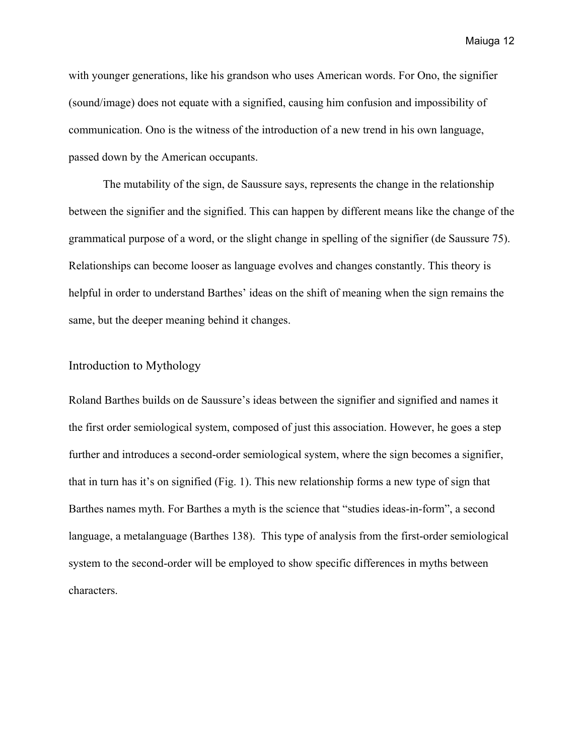with younger generations, like his grandson who uses American words. For Ono, the signifier (sound/image) does not equate with a signified, causing him confusion and impossibility of communication. Ono is the witness of the introduction of a new trend in his own language, passed down by the American occupants.

The mutability of the sign, de Saussure says, represents the change in the relationship between the signifier and the signified. This can happen by different means like the change of the grammatical purpose of a word, or the slight change in spelling of the signifier (de Saussure 75). Relationships can become looser as language evolves and changes constantly. This theory is helpful in order to understand Barthes' ideas on the shift of meaning when the sign remains the same, but the deeper meaning behind it changes.

## Introduction to Mythology

Roland Barthes builds on de Saussure's ideas between the signifier and signified and names it the first order semiological system, composed of just this association. However, he goes a step further and introduces a second-order semiological system, where the sign becomes a signifier, that in turn has it's on signified (Fig. 1). This new relationship forms a new type of sign that Barthes names myth. For Barthes a myth is the science that "studies ideas-in-form", a second language, a metalanguage (Barthes 138). This type of analysis from the first-order semiological system to the second-order will be employed to show specific differences in myths between characters.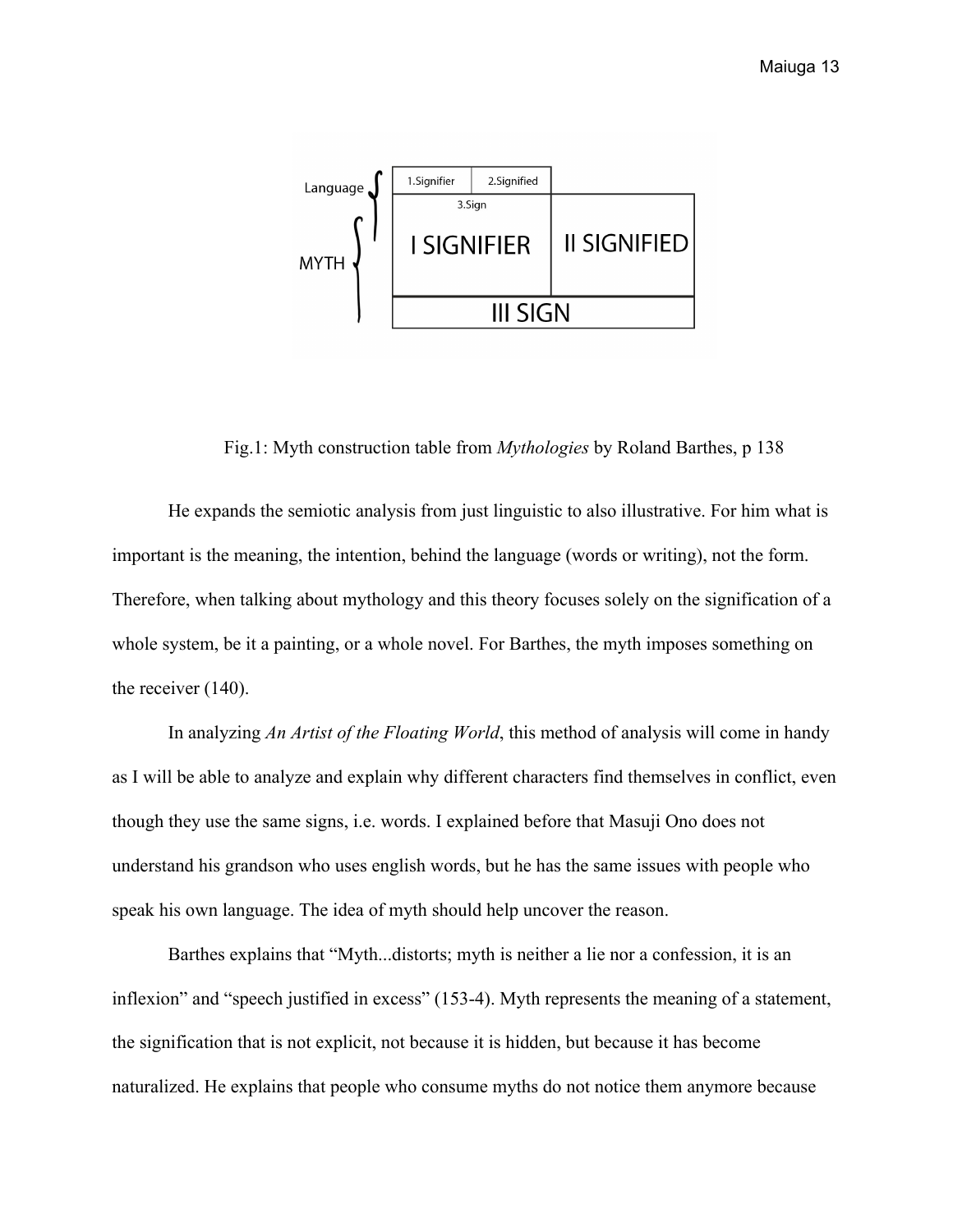Fig.1: Myth construction table from *Mythologies* by Roland Barthes, p 138

He expands the semiotic analysis from just linguistic to also illustrative. For him what is important is the meaning, the intention, behind the language (words or writing), not the form. Therefore, when talking about mythology and this theory focuses solely on the signification of a whole system, be it a painting, or a whole novel. For Barthes, the myth imposes something on the receiver (140).

In analyzing *An Artist of the Floating World*, this method of analysis will come in handy as I will be able to analyze and explain why different characters find themselves in conflict, even though they use the same signs, i.e. words. I explained before that Masuji Ono does not understand his grandson who uses english words, but he has the same issues with people who speak his own language. The idea of myth should help uncover the reason.

Barthes explains that "Myth...distorts; myth is neither a lie nor a confession, it is an inflexion" and "speech justified in excess" (153-4). Myth represents the meaning of a statement, the signification that is not explicit, not because it is hidden, but because it has become naturalized. He explains that people who consume myths do not notice them anymore because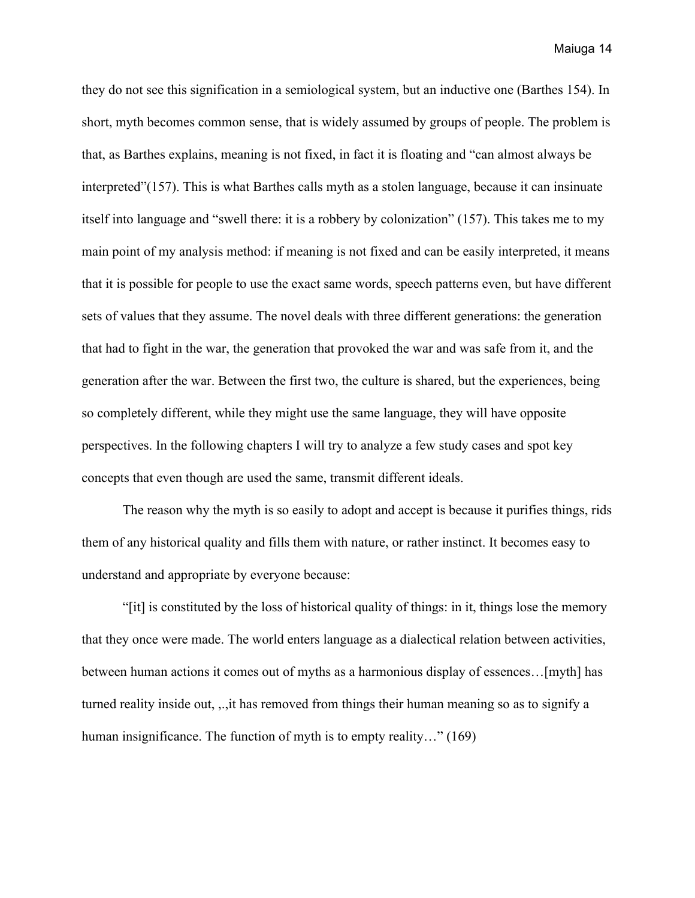they do not see this signification in a semiological system, but an inductive one (Barthes 154). In short, myth becomes common sense, that is widely assumed by groups of people. The problem is that, as Barthes explains, meaning is not fixed, in fact it is floating and "can almost always be interpreted"(157). This is what Barthes calls myth as a stolen language, because it can insinuate itself into language and "swell there: it is a robbery by colonization" (157). This takes me to my main point of my analysis method: if meaning is not fixed and can be easily interpreted, it means that it is possible for people to use the exact same words, speech patterns even, but have different sets of values that they assume. The novel deals with three different generations: the generation that had to fight in the war, the generation that provoked the war and was safe from it, and the generation after the war. Between the first two, the culture is shared, but the experiences, being so completely different, while they might use the same language, they will have opposite perspectives. In the following chapters I will try to analyze a few study cases and spot key concepts that even though are used the same, transmit different ideals.

The reason why the myth is so easily to adopt and accept is because it purifies things, rids them of any historical quality and fills them with nature, or rather instinct. It becomes easy to understand and appropriate by everyone because:

"[it] is constituted by the loss of historical quality of things: in it, things lose the memory that they once were made. The world enters language as a dialectical relation between activities, between human actions it comes out of myths as a harmonious display of essences…[myth] has turned reality inside out, ,.,it has removed from things their human meaning so as to signify a human insignificance. The function of myth is to empty reality…" (169)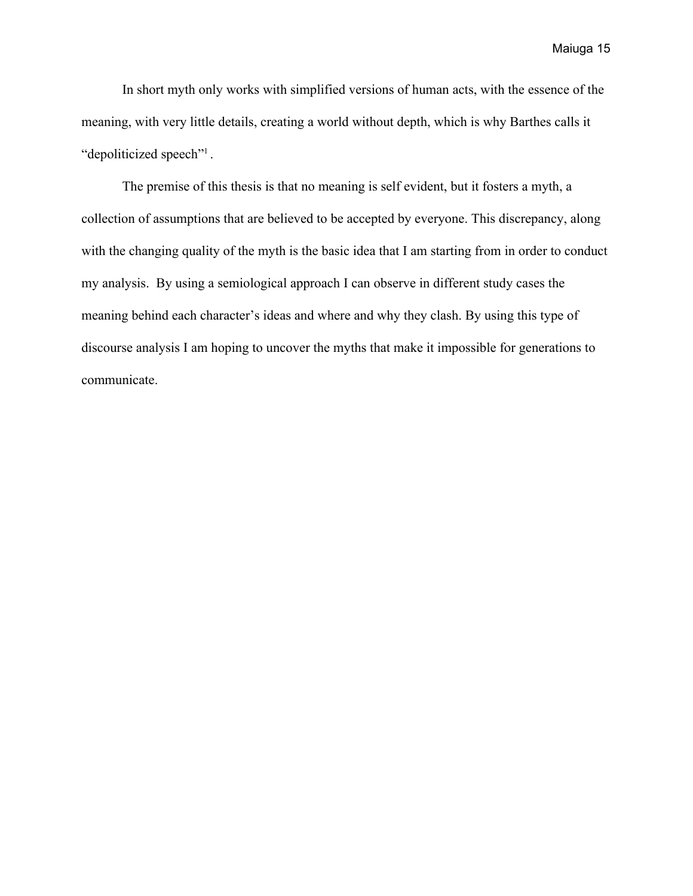In short myth only works with simplified versions of human acts, with the essence of the meaning, with very little details, creating a world without depth, which is why Barthes calls it "depoliticized speech"[1] .

The premise of this thesis is that no meaning is self evident, but it fosters a myth, a collection of assumptions that are believed to be accepted by everyone. This discrepancy, along with the changing quality of the myth is the basic idea that I am starting from in order to conduct my analysis.  By using a semiological approach I can observe in different study cases the meaning behind each character's ideas and where and why they clash. By using this type of discourse analysis I am hoping to uncover the myths that make it impossible for generations to communicate.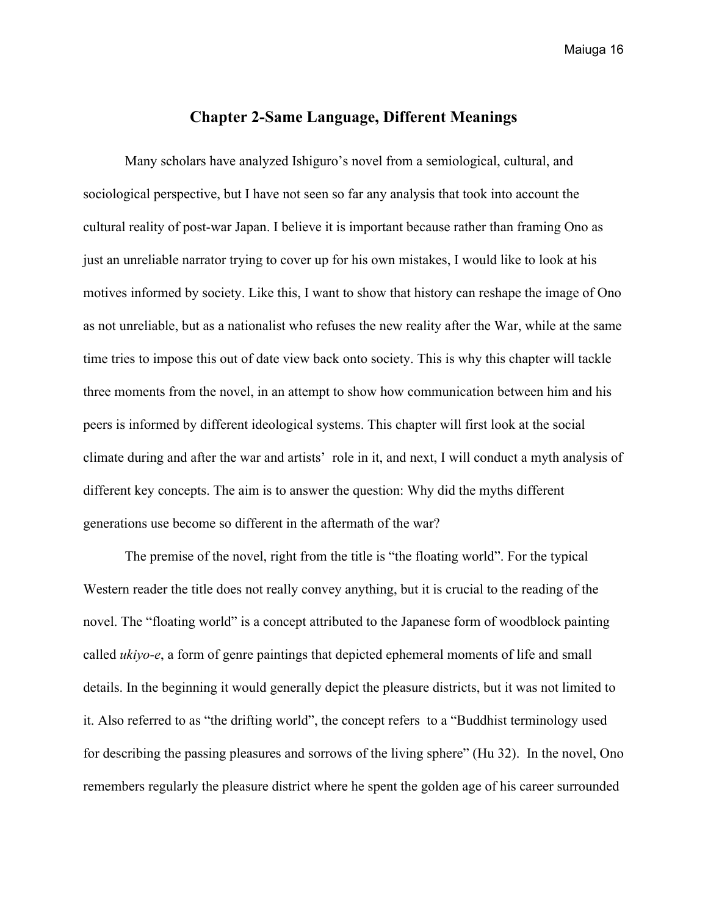## Chapter 2-Same Language, Different Meanings

Many scholars have analyzed Ishiguro's novel from a semiological, cultural, and sociological perspective, but I have not seen so far any analysis that took into account the cultural reality of post-war Japan. I believe it is important because rather than framing Ono as just an unreliable narrator trying to cover up for his own mistakes, I would like to look at his motives informed by society. Like this, I want to show that history can reshape the image of Ono as not unreliable, but as a nationalist who refuses the new reality after the War, while at the same time tries to impose this out of date view back onto society. This is why this chapter will tackle three moments from the novel, in an attempt to show how communication between him and his peers is informed by different ideological systems. This chapter will first look at the social climate during and after the war and artists' role in it, and next, I will conduct a myth analysis of different key concepts. The aim is to answer the question: Why did the myths different generations use become so different in the aftermath of the war?

The premise of the novel, right from the title is "the floating world". For the typical Western reader the title does not really convey anything, but it is crucial to the reading of the novel. The "floating world" is a concept attributed to the Japanese form of woodblock painting called *ukiyo-e*, a form of genre paintings that depicted ephemeral moments of life and small details. In the beginning it would generally depict the pleasure districts, but it was not limited to it. Also referred to as "the drifting world", the concept refers to a "Buddhist terminology used for describing the passing pleasures and sorrows of the living sphere" (Hu 32). In the novel, Ono remembers regularly the pleasure district where he spent the golden age of his career surrounded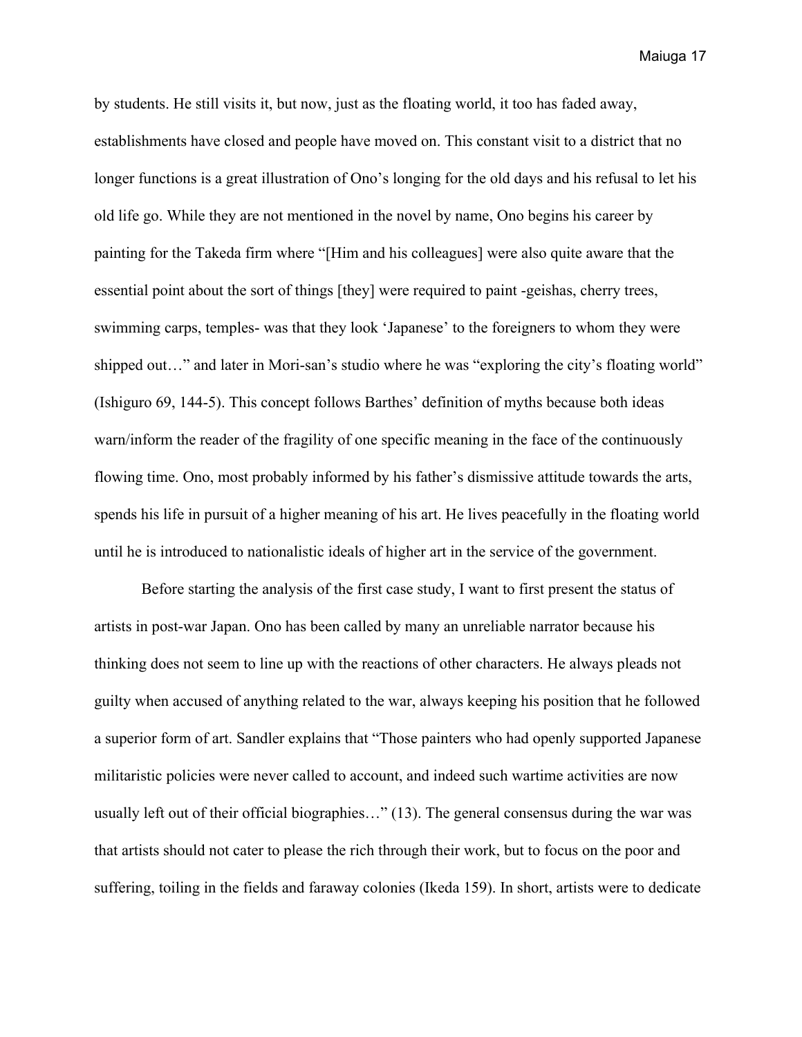by students. He still visits it, but now, just as the floating world, it too has faded away, establishments have closed and people have moved on. This constant visit to a district that no longer functions is a great illustration of Ono's longing for the old days and his refusal to let his old life go. While they are not mentioned in the novel by name, Ono begins his career by painting for the Takeda firm where "[Him and his colleagues] were also quite aware that the essential point about the sort of things [they] were required to paint -geishas, cherry trees, swimming carps, temples- was that they look 'Japanese' to the foreigners to whom they were shipped out…" and later in Mori-san's studio where he was "exploring the city's floating world" (Ishiguro 69, 144-5). This concept follows Barthes' definition of myths because both ideas warn/inform the reader of the fragility of one specific meaning in the face of the continuously flowing time. Ono, most probably informed by his father's dismissive attitude towards the arts, spends his life in pursuit of a higher meaning of his art. He lives peacefully in the floating world until he is introduced to nationalistic ideals of higher art in the service of the government.

Before starting the analysis of the first case study, I want to first present the status of artists in post-war Japan. Ono has been called by many an unreliable narrator because his thinking does not seem to line up with the reactions of other characters. He always pleads not guilty when accused of anything related to the war, always keeping his position that he followed a superior form of art. Sandler explains that "Those painters who had openly supported Japanese militaristic policies were never called to account, and indeed such wartime activities are now usually left out of their official biographies…" (13). The general consensus during the war was that artists should not cater to please the rich through their work, but to focus on the poor and suffering, toiling in the fields and faraway colonies (Ikeda 159). In short, artists were to dedicate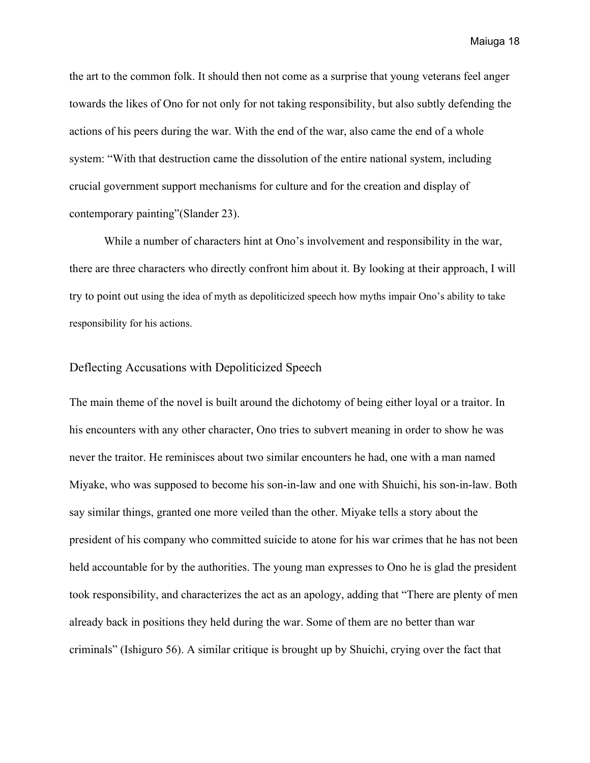the art to the common folk. It should then not come as a surprise that young veterans feel anger towards the likes of Ono for not only for not taking responsibility, but also subtly defending the actions of his peers during the war. With the end of the war, also came the end of a whole system: "With that destruction came the dissolution of the entire national system, including crucial government support mechanisms for culture and for the creation and display of contemporary painting"(Slander 23).

While a number of characters hint at Ono's involvement and responsibility in the war, there are three characters who directly confront him about it. By looking at their approach, I will try to point out using the idea of myth as depoliticized speech how myths impair Ono's ability to take responsibility for his actions.

## Deflecting Accusations with Depoliticized Speech

The main theme of the novel is built around the dichotomy of being either loyal or a traitor. In his encounters with any other character, Ono tries to subvert meaning in order to show he was never the traitor. He reminisces about two similar encounters he had, one with a man named Miyake, who was supposed to become his son-in-law and one with Shuichi, his son-in-law. Both say similar things, granted one more veiled than the other. Miyake tells a story about the president of his company who committed suicide to atone for his war crimes that he has not been held accountable for by the authorities. The young man expresses to Ono he is glad the president took responsibility, and characterizes the act as an apology, adding that "There are plenty of men already back in positions they held during the war. Some of them are no better than war criminals" (Ishiguro 56). A similar critique is brought up by Shuichi, crying over the fact that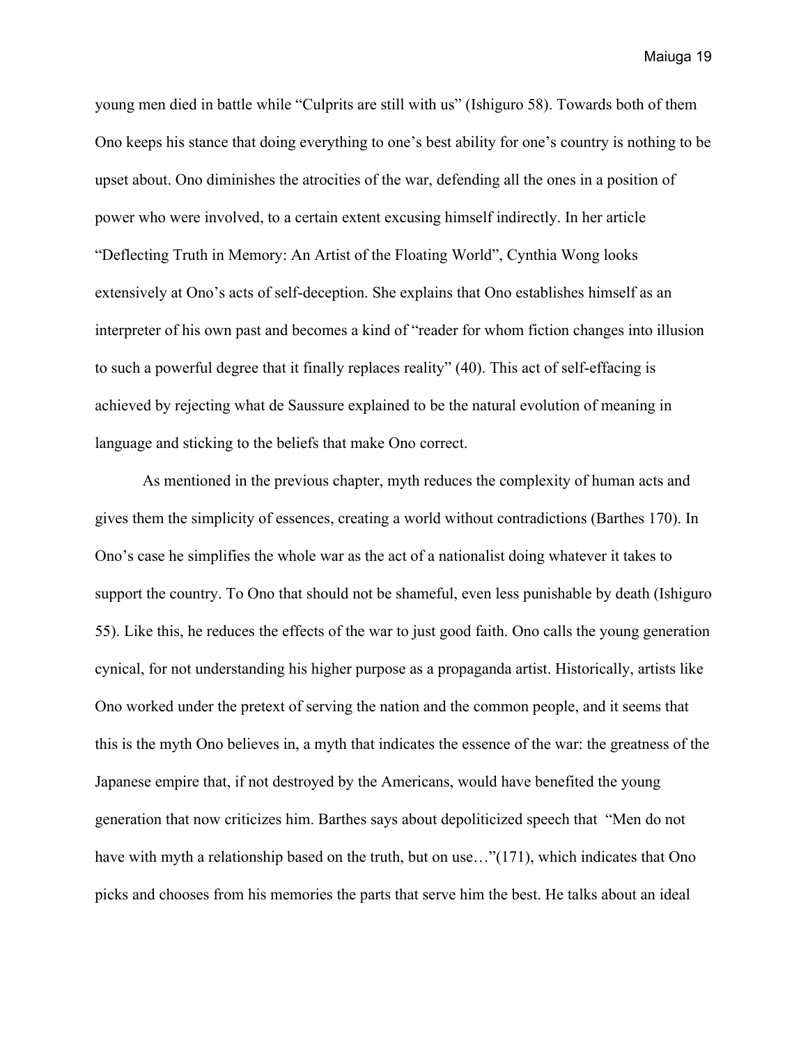young men died in battle while "Culprits are still with us" (Ishiguro 58). Towards both of them Ono keeps his stance that doing everything to one's best ability for one's country is nothing to be upset about. Ono diminishes the atrocities of the war, defending all the ones in a position of power who were involved, to a certain extent excusing himself indirectly. In her article "Deflecting Truth in Memory: An Artist of the Floating World", Cynthia Wong looks extensively at Ono's acts of self-deception. She explains that Ono establishes himself as an interpreter of his own past and becomes a kind of "reader for whom fiction changes into illusion to such a powerful degree that it finally replaces reality" (40). This act of self-effacing is achieved by rejecting what de Saussure explained to be the natural evolution of meaning in language and sticking to the beliefs that make Ono correct.

As mentioned in the previous chapter, myth reduces the complexity of human acts and gives them the simplicity of essences, creating a world without contradictions (Barthes 170). In Ono's case he simplifies the whole war as the act of a nationalist doing whatever it takes to support the country. To Ono that should not be shameful, even less punishable by death (Ishiguro 55). Like this, he reduces the effects of the war to just good faith. Ono calls the young generation cynical, for not understanding his higher purpose as a propaganda artist. Historically, artists like Ono worked under the pretext of serving the nation and the common people, and it seems that this is the myth Ono believes in, a myth that indicates the essence of the war: the greatness of the Japanese empire that, if not destroyed by the Americans, would have benefited the young generation that now criticizes him. Barthes says about depoliticized speech that "Men do not have with myth a relationship based on the truth, but on use…"(171), which indicates that Ono picks and chooses from his memories the parts that serve him the best. He talks about an ideal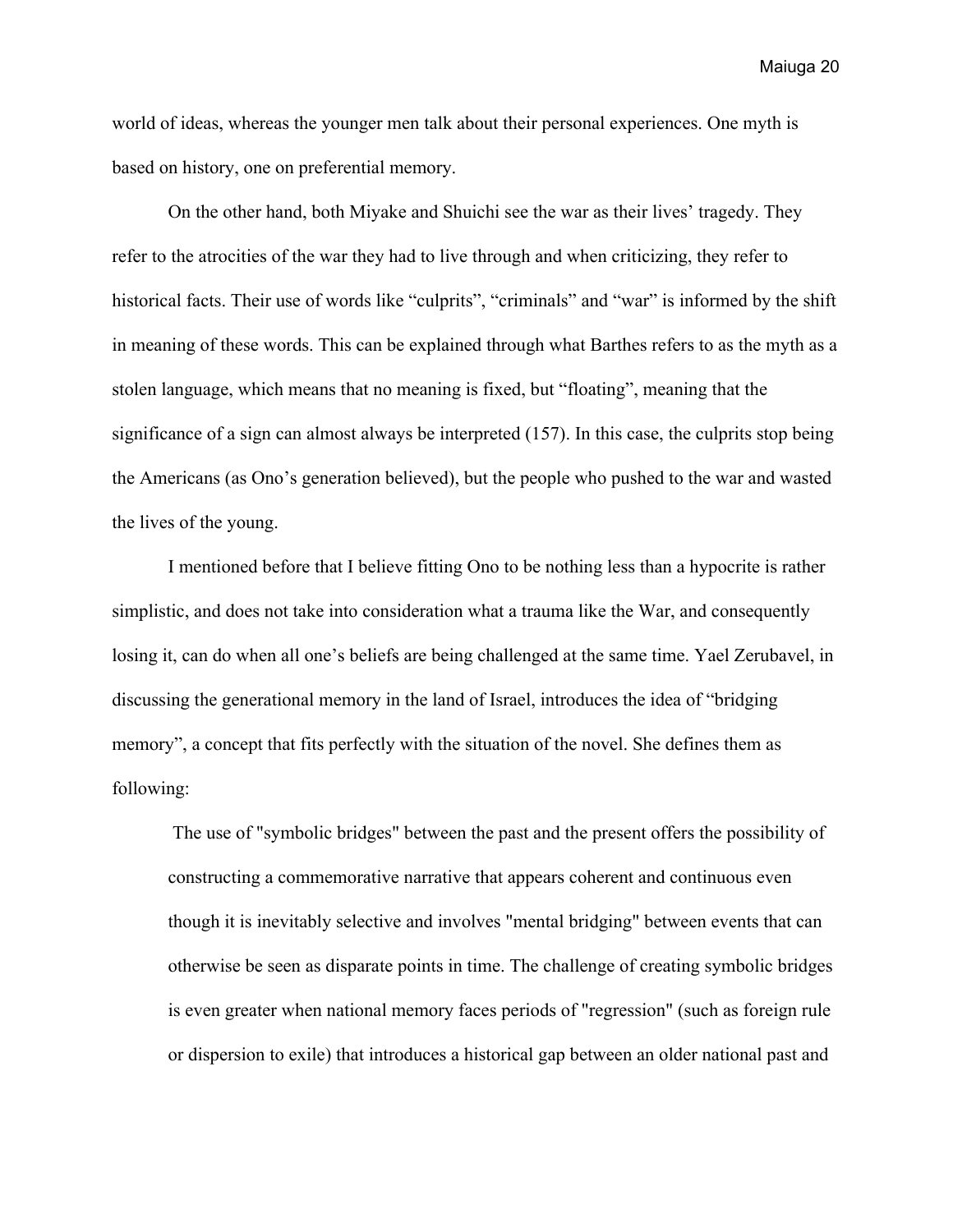world of ideas, whereas the younger men talk about their personal experiences. One myth is based on history, one on preferential memory.

On the other hand, both Miyake and Shuichi see the war as their lives' tragedy. They refer to the atrocities of the war they had to live through and when criticizing, they refer to historical facts. Their use of words like "culprits", "criminals" and "war" is informed by the shift in meaning of these words. This can be explained through what Barthes refers to as the myth as a stolen language, which means that no meaning is fixed, but "floating", meaning that the significance of a sign can almost always be interpreted (157). In this case, the culprits stop being the Americans (as Ono's generation believed), but the people who pushed to the war and wasted the lives of the young.

I mentioned before that I believe fitting Ono to be nothing less than a hypocrite is rather simplistic, and does not take into consideration what a trauma like the War, and consequently losing it, can do when all one's beliefs are being challenged at the same time. Yael Zerubavel, in discussing the generational memory in the land of Israel, introduces the idea of "bridging memory", a concept that fits perfectly with the situation of the novel. She defines them as following:

> The use of "symbolic bridges" between the past and the present offers the possibility of constructing a commemorative narrative that appears coherent and continuous even though it is inevitably selective and involves "mental bridging" between events that can otherwise be seen as disparate points in time. The challenge of creating symbolic bridges is even greater when national memory faces periods of "regression" (such as foreign rule or dispersion to exile) that introduces a historical gap between an older national past and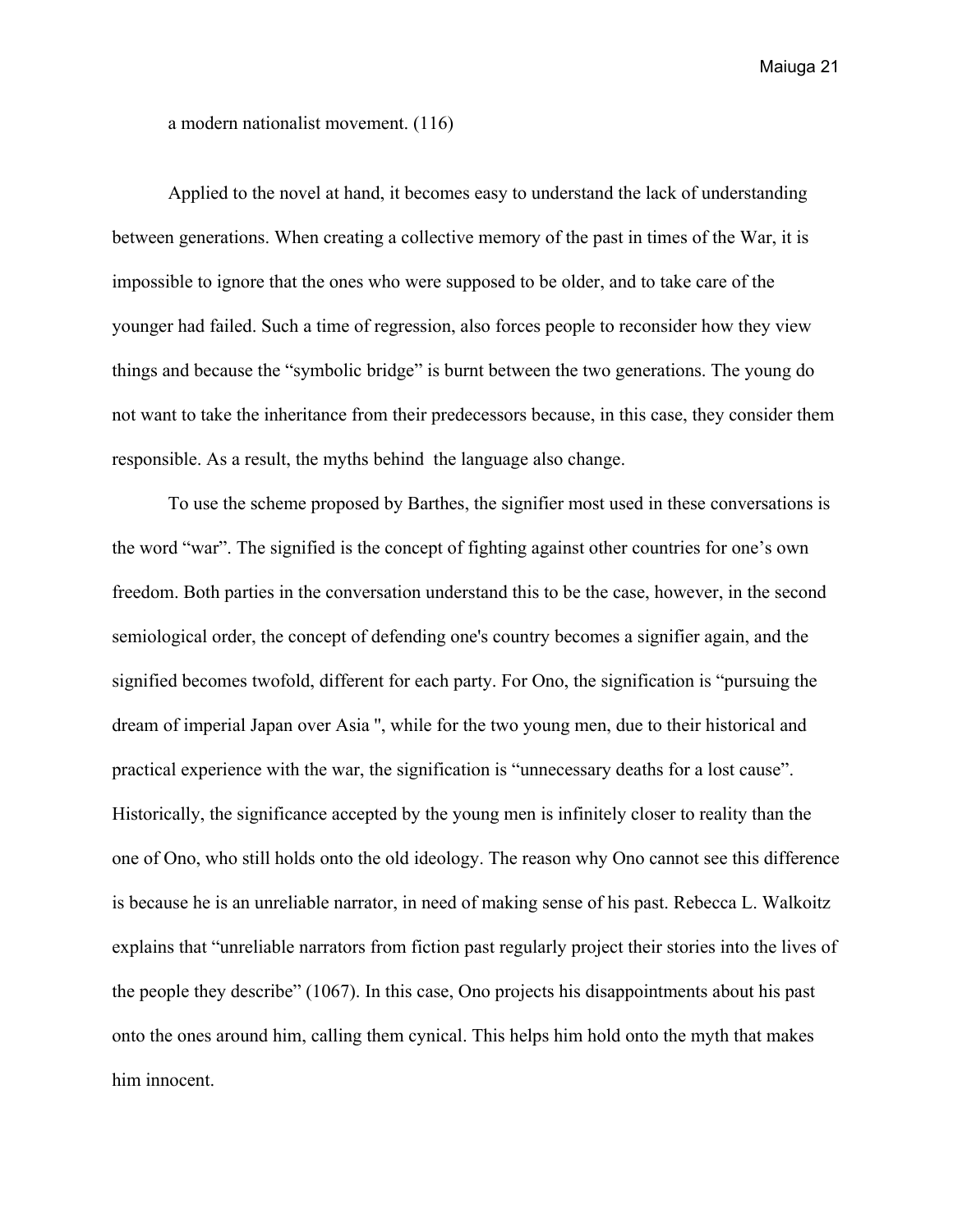a modern nationalist movement. (116)

Applied to the novel at hand, it becomes easy to understand the lack of understanding between generations. When creating a collective memory of the past in times of the War, it is impossible to ignore that the ones who were supposed to be older, and to take care of the younger had failed. Such a time of regression, also forces people to reconsider how they view things and because the "symbolic bridge" is burnt between the two generations. The young do not want to take the inheritance from their predecessors because, in this case, they consider them responsible. As a result, the myths behind  the language also change.

To use the scheme proposed by Barthes, the signifier most used in these conversations is the word "war". The signified is the concept of fighting against other countries for one's own freedom. Both parties in the conversation understand this to be the case, however, in the second semiological order, the concept of defending one's country becomes a signifier again, and the signified becomes twofold, different for each party. For Ono, the signification is "pursuing the dream of imperial Japan over Asia ", while for the two young men, due to their historical and practical experience with the war, the signification is "unnecessary deaths for a lost cause". Historically, the significance accepted by the young men is infinitely closer to reality than the one of Ono, who still holds onto the old ideology. The reason why Ono cannot see this difference is because he is an unreliable narrator, in need of making sense of his past. Rebecca L. Walkoitz explains that "unreliable narrators from fiction past regularly project their stories into the lives of the people they describe" (1067). In this case, Ono projects his disappointments about his past onto the ones around him, calling them cynical. This helps him hold onto the myth that makes him innocent.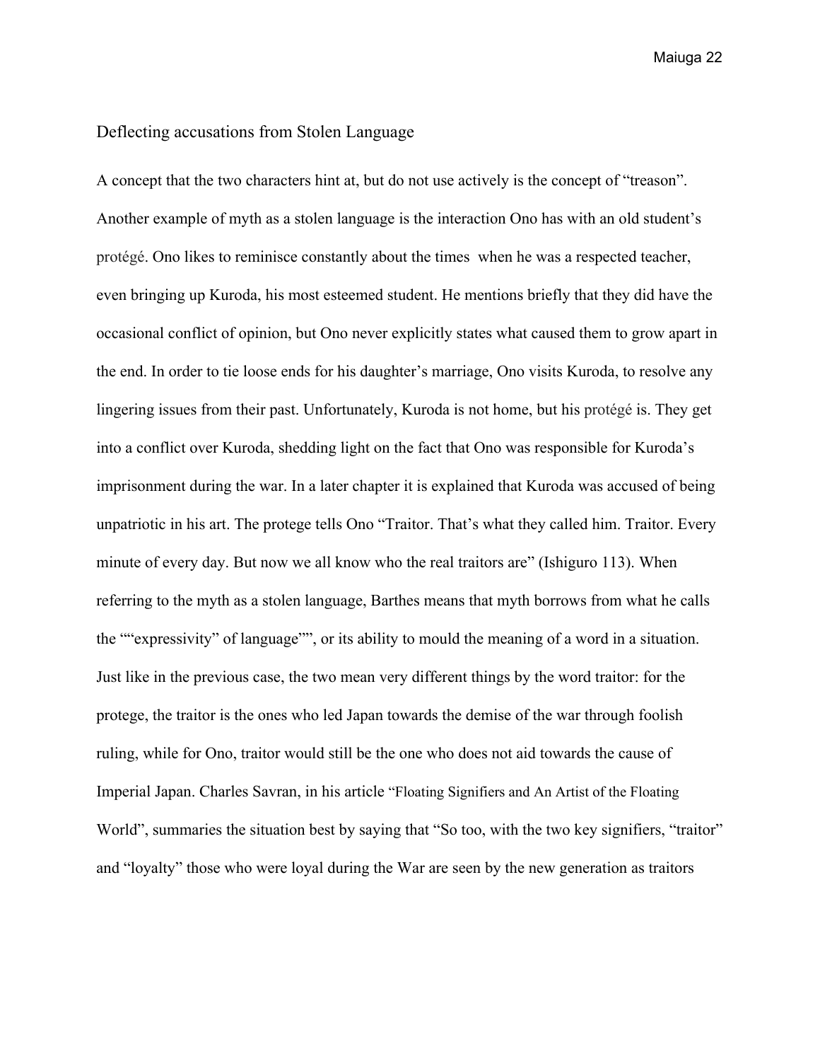## Deflecting accusations from Stolen Language

A concept that the two characters hint at, but do not use actively is the concept of "treason". Another example of myth as a stolen language is the interaction Ono has with an old student's protégé. Ono likes to reminisce constantly about the times when he was a respected teacher, even bringing up Kuroda, his most esteemed student. He mentions briefly that they did have the occasional conflict of opinion, but Ono never explicitly states what caused them to grow apart in the end. In order to tie loose ends for his daughter's marriage, Ono visits Kuroda, to resolve any lingering issues from their past. Unfortunately, Kuroda is not home, but his protégé is. They get into a conflict over Kuroda, shedding light on the fact that Ono was responsible for Kuroda's imprisonment during the war. In a later chapter it is explained that Kuroda was accused of being unpatriotic in his art. The protege tells Ono "Traitor. That's what they called him. Traitor. Every minute of every day. But now we all know who the real traitors are" (Ishiguro 113). When referring to the myth as a stolen language, Barthes means that myth borrows from what he calls the ""expressivity" of language"", or its ability to mould the meaning of a word in a situation. Just like in the previous case, the two mean very different things by the word traitor: for the protege, the traitor is the ones who led Japan towards the demise of the war through foolish ruling, while for Ono, traitor would still be the one who does not aid towards the cause of Imperial Japan. Charles Savran, in his article "Floating Signifiers and An Artist of the Floating World", summaries the situation best by saying that "So too, with the two key signifiers, "traitor" and "loyalty" those who were loyal during the War are seen by the new generation as traitors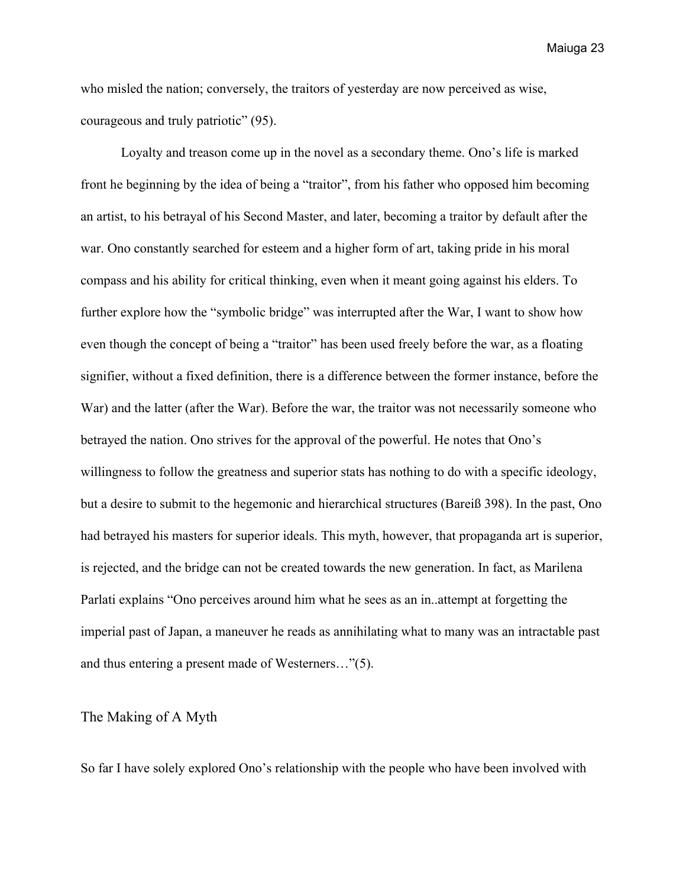who misled the nation; conversely, the traitors of yesterday are now perceived as wise, courageous and truly patriotic" (95).

Loyalty and treason come up in the novel as a secondary theme. Ono's life is marked front he beginning by the idea of being a "traitor", from his father who opposed him becoming an artist, to his betrayal of his Second Master, and later, becoming a traitor by default after the war. Ono constantly searched for esteem and a higher form of art, taking pride in his moral compass and his ability for critical thinking, even when it meant going against his elders. To further explore how the "symbolic bridge" was interrupted after the War, I want to show how even though the concept of being a "traitor" has been used freely before the war, as a floating signifier, without a fixed definition, there is a difference between the former instance, before the War) and the latter (after the War). Before the war, the traitor was not necessarily someone who betrayed the nation. Ono strives for the approval of the powerful. He notes that Ono's willingness to follow the greatness and superior stats has nothing to do with a specific ideology, but a desire to submit to the hegemonic and hierarchical structures (Bareiß 398). In the past, Ono had betrayed his masters for superior ideals. This myth, however, that propaganda art is superior, is rejected, and the bridge can not be created towards the new generation. In fact, as Marilena Parlati explains "Ono perceives around him what he sees as an in..attempt at forgetting the imperial past of Japan, a maneuver he reads as annihilating what to many was an intractable past and thus entering a present made of Westerners…"(5).

## The Making of A Myth

So far I have solely explored Ono's relationship with the people who have been involved with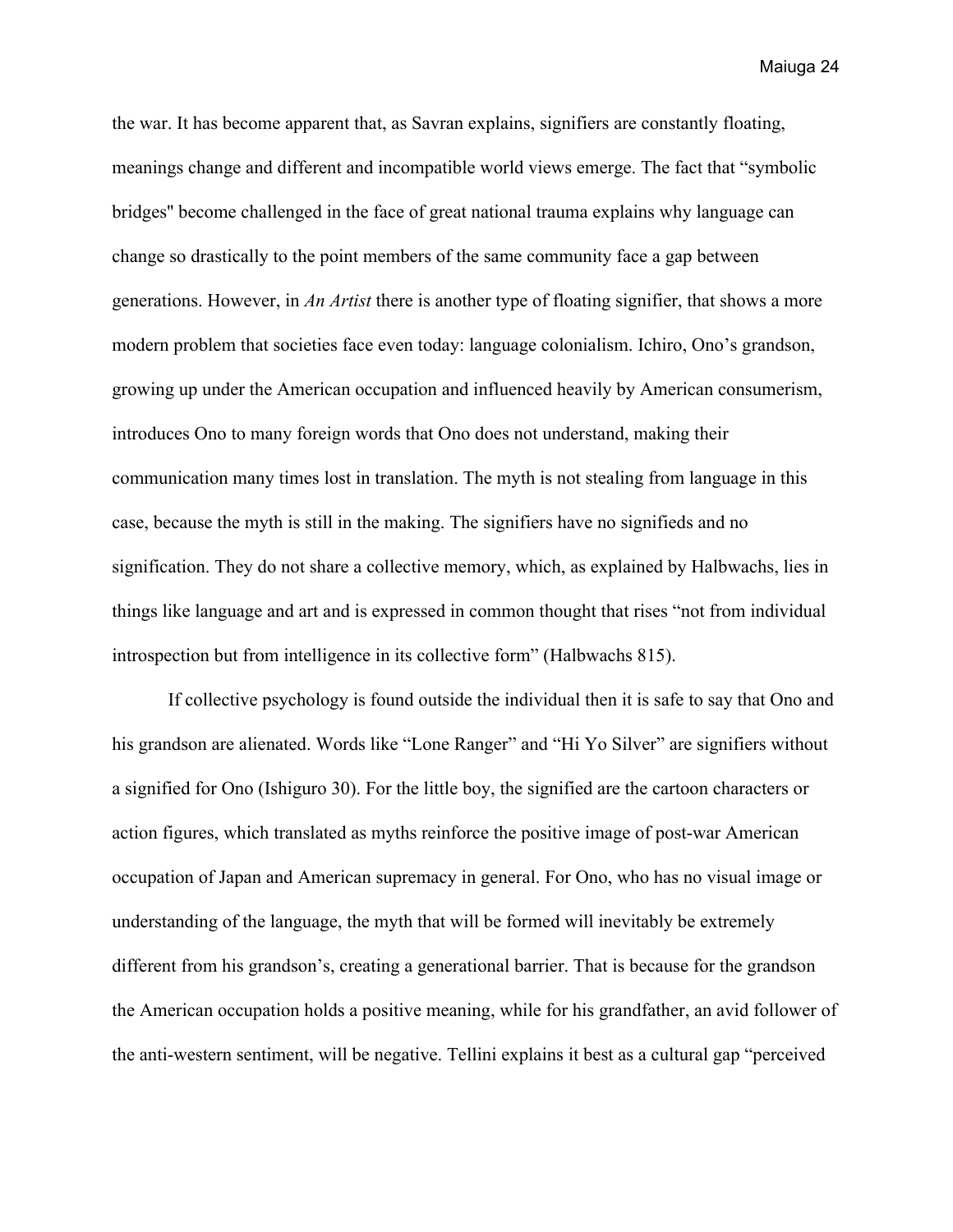the war. It has become apparent that, as Savran explains, signifiers are constantly floating, meanings change and different and incompatible world views emerge. The fact that "symbolic bridges" become challenged in the face of great national trauma explains why language can change so drastically to the point members of the same community face a gap between generations. However, in *An Artist* there is another type of floating signifier, that shows a more modern problem that societies face even today: language colonialism. Ichiro, Ono's grandson, growing up under the American occupation and influenced heavily by American consumerism, introduces Ono to many foreign words that Ono does not understand, making their communication many times lost in translation. The myth is not stealing from language in this case, because the myth is still in the making. The signifiers have no signifieds and no signification. They do not share a collective memory, which, as explained by Halbwachs, lies in things like language and art and is expressed in common thought that rises "not from individual introspection but from intelligence in its collective form" (Halbwachs 815).

If collective psychology is found outside the individual then it is safe to say that Ono and his grandson are alienated. Words like "Lone Ranger" and "Hi Yo Silver" are signifiers without a signified for Ono (Ishiguro 30). For the little boy, the signified are the cartoon characters or action figures, which translated as myths reinforce the positive image of post-war American occupation of Japan and American supremacy in general. For Ono, who has no visual image or understanding of the language, the myth that will be formed will inevitably be extremely different from his grandson's, creating a generational barrier. That is because for the grandson the American occupation holds a positive meaning, while for his grandfather, an avid follower of the anti-western sentiment, will be negative. Tellini explains it best as a cultural gap "perceived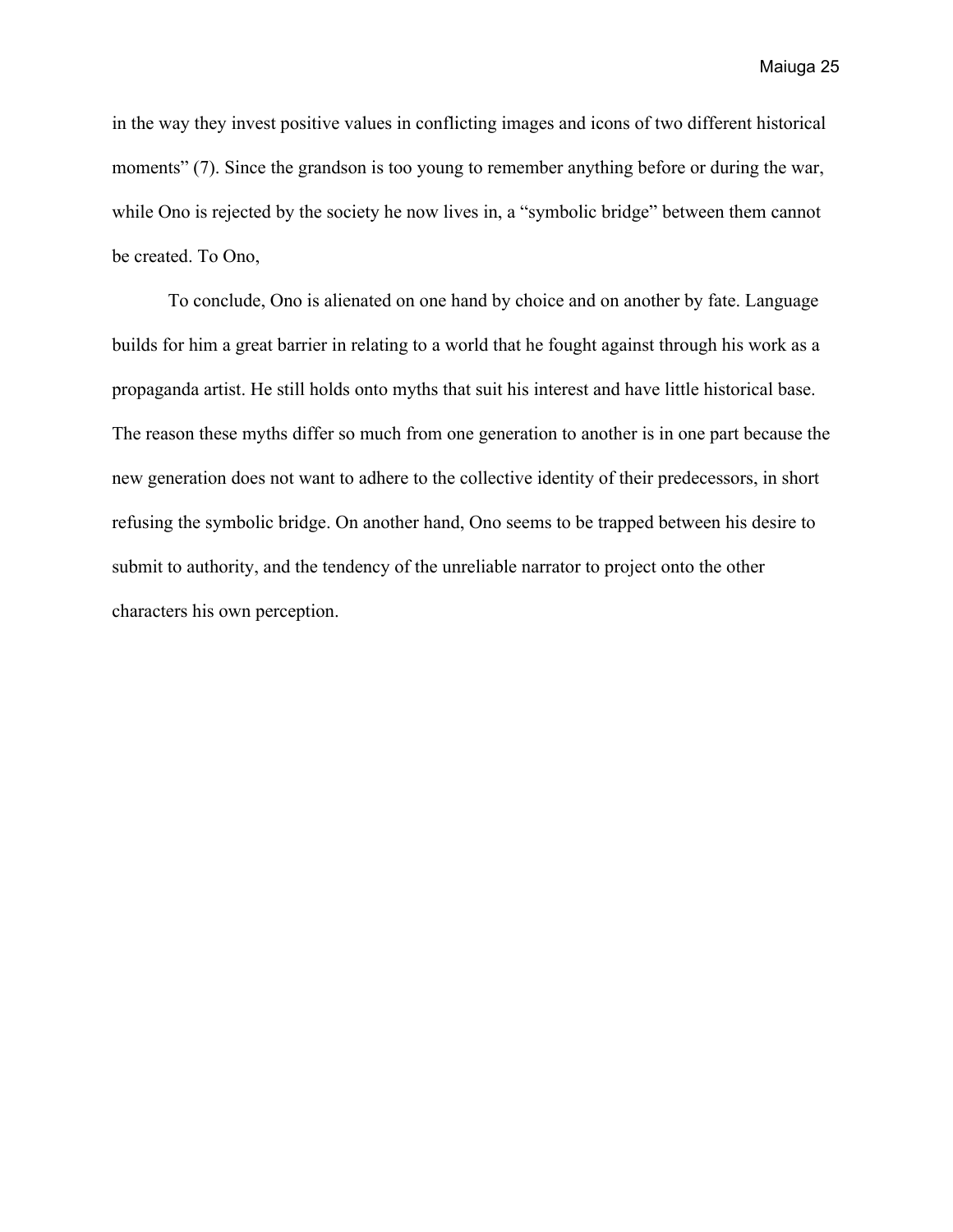in the way they invest positive values in conflicting images and icons of two different historical moments” (7). Since the grandson is too young to remember anything before or during the war, while Ono is rejected by the society he now lives in, a “symbolic bridge” between them cannot be created. To Ono,

To conclude, Ono is alienated on one hand by choice and on another by fate. Language builds for him a great barrier in relating to a world that he fought against through his work as a propaganda artist. He still holds onto myths that suit his interest and have little historical base. The reason these myths differ so much from one generation to another is in one part because the new generation does not want to adhere to the collective identity of their predecessors, in short refusing the symbolic bridge. On another hand, Ono seems to be trapped between his desire to submit to authority, and the tendency of the unreliable narrator to project onto the other characters his own perception.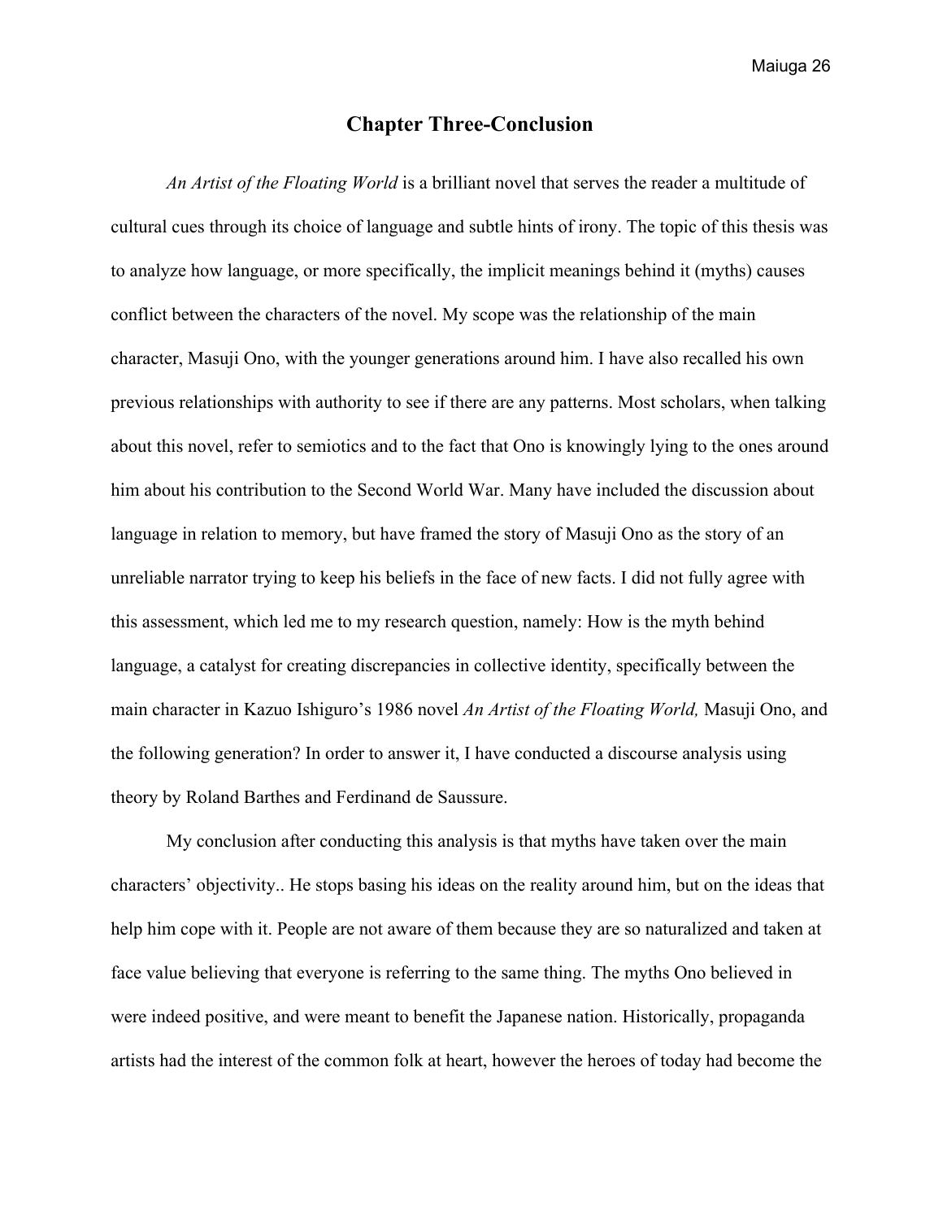# Chapter Three-Conclusion

*An Artist of the Floating World* is a brilliant novel that serves the reader a multitude of cultural cues through its choice of language and subtle hints of irony. The topic of this thesis was to analyze how language, or more specifically, the implicit meanings behind it (myths) causes conflict between the characters of the novel. My scope was the relationship of the main character, Masuji Ono, with the younger generations around him. I have also recalled his own previous relationships with authority to see if there are any patterns. Most scholars, when talking about this novel, refer to semiotics and to the fact that Ono is knowingly lying to the ones around him about his contribution to the Second World War. Many have included the discussion about language in relation to memory, but have framed the story of Masuji Ono as the story of an unreliable narrator trying to keep his beliefs in the face of new facts. I did not fully agree with this assessment, which led me to my research question, namely: How is the myth behind language, a catalyst for creating discrepancies in collective identity, specifically between the main character in Kazuo Ishiguro's 1986 novel *An Artist of the Floating World,* Masuji Ono, and the following generation? In order to answer it, I have conducted a discourse analysis using theory by Roland Barthes and Ferdinand de Saussure.

My conclusion after conducting this analysis is that myths have taken over the main characters' objectivity.. He stops basing his ideas on the reality around him, but on the ideas that help him cope with it. People are not aware of them because they are so naturalized and taken at face value believing that everyone is referring to the same thing. The myths Ono believed in were indeed positive, and were meant to benefit the Japanese nation. Historically, propaganda artists had the interest of the common folk at heart, however the heroes of today had become the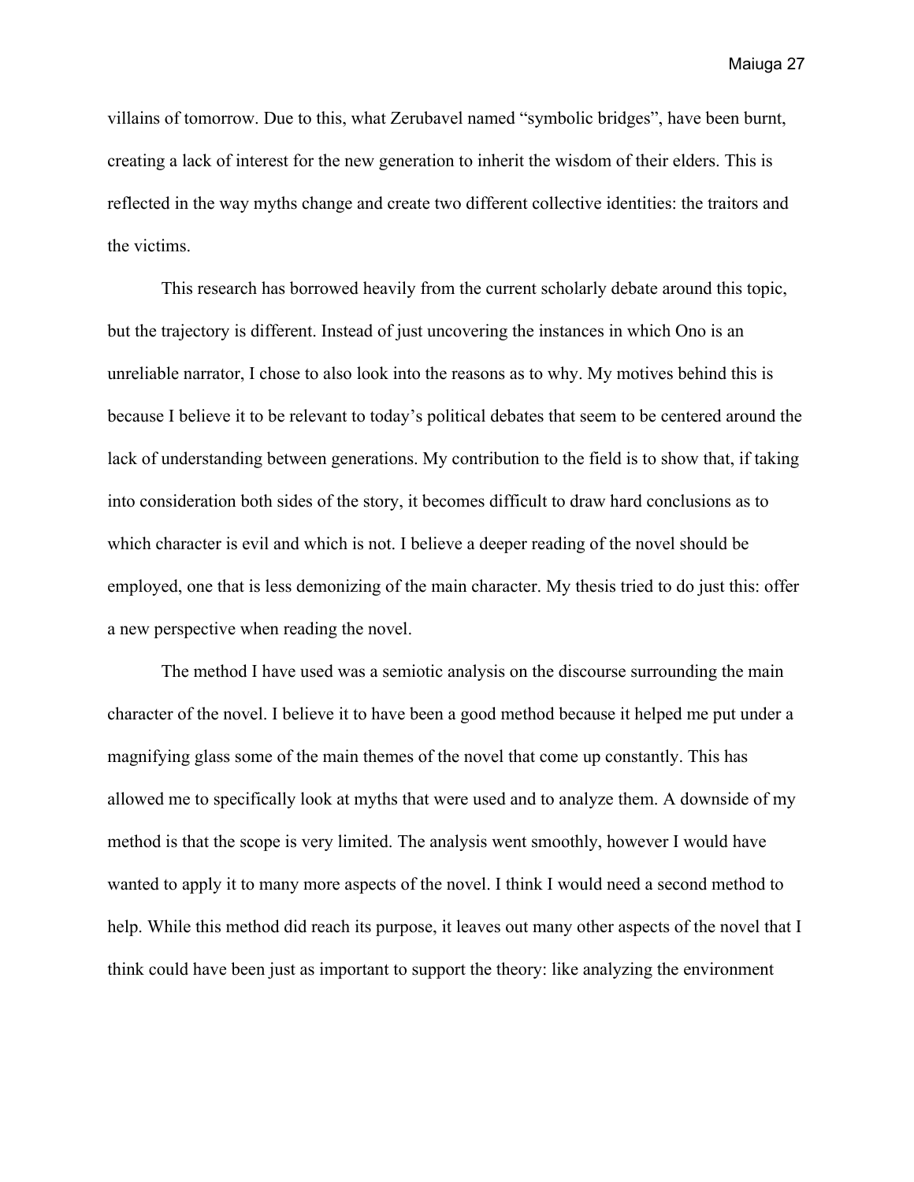villains of tomorrow. Due to this, what Zerubavel named "symbolic bridges", have been burnt, creating a lack of interest for the new generation to inherit the wisdom of their elders. This is reflected in the way myths change and create two different collective identities: the traitors and the victims.

This research has borrowed heavily from the current scholarly debate around this topic, but the trajectory is different. Instead of just uncovering the instances in which Ono is an unreliable narrator, I chose to also look into the reasons as to why. My motives behind this is because I believe it to be relevant to today's political debates that seem to be centered around the lack of understanding between generations. My contribution to the field is to show that, if taking into consideration both sides of the story, it becomes difficult to draw hard conclusions as to which character is evil and which is not. I believe a deeper reading of the novel should be employed, one that is less demonizing of the main character. My thesis tried to do just this: offer a new perspective when reading the novel.

The method I have used was a semiotic analysis on the discourse surrounding the main character of the novel. I believe it to have been a good method because it helped me put under a magnifying glass some of the main themes of the novel that come up constantly. This has allowed me to specifically look at myths that were used and to analyze them. A downside of my method is that the scope is very limited. The analysis went smoothly, however I would have wanted to apply it to many more aspects of the novel. I think I would need a second method to help. While this method did reach its purpose, it leaves out many other aspects of the novel that I think could have been just as important to support the theory: like analyzing the environment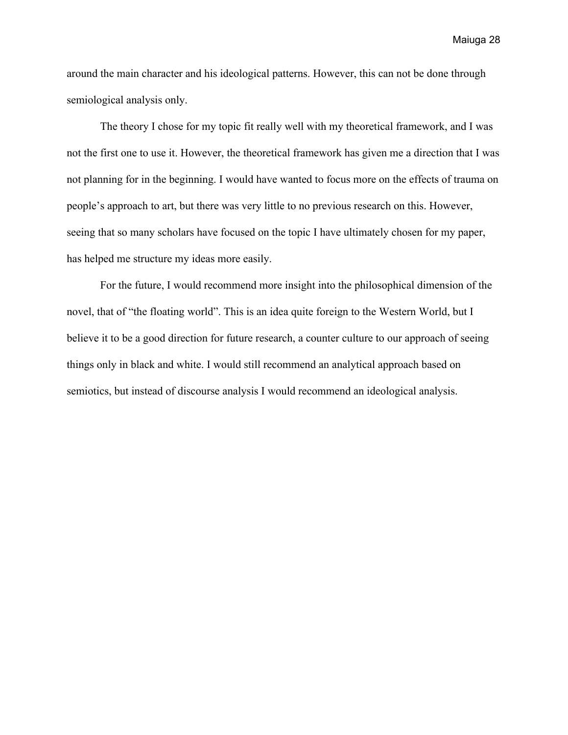around the main character and his ideological patterns. However, this can not be done through semiological analysis only.

The theory I chose for my topic fit really well with my theoretical framework, and I was not the first one to use it. However, the theoretical framework has given me a direction that I was not planning for in the beginning. I would have wanted to focus more on the effects of trauma on people's approach to art, but there was very little to no previous research on this. However, seeing that so many scholars have focused on the topic I have ultimately chosen for my paper, has helped me structure my ideas more easily.

For the future, I would recommend more insight into the philosophical dimension of the novel, that of "the floating world". This is an idea quite foreign to the Western World, but I believe it to be a good direction for future research, a counter culture to our approach of seeing things only in black and white. I would still recommend an analytical approach based on semiotics, but instead of discourse analysis I would recommend an ideological analysis.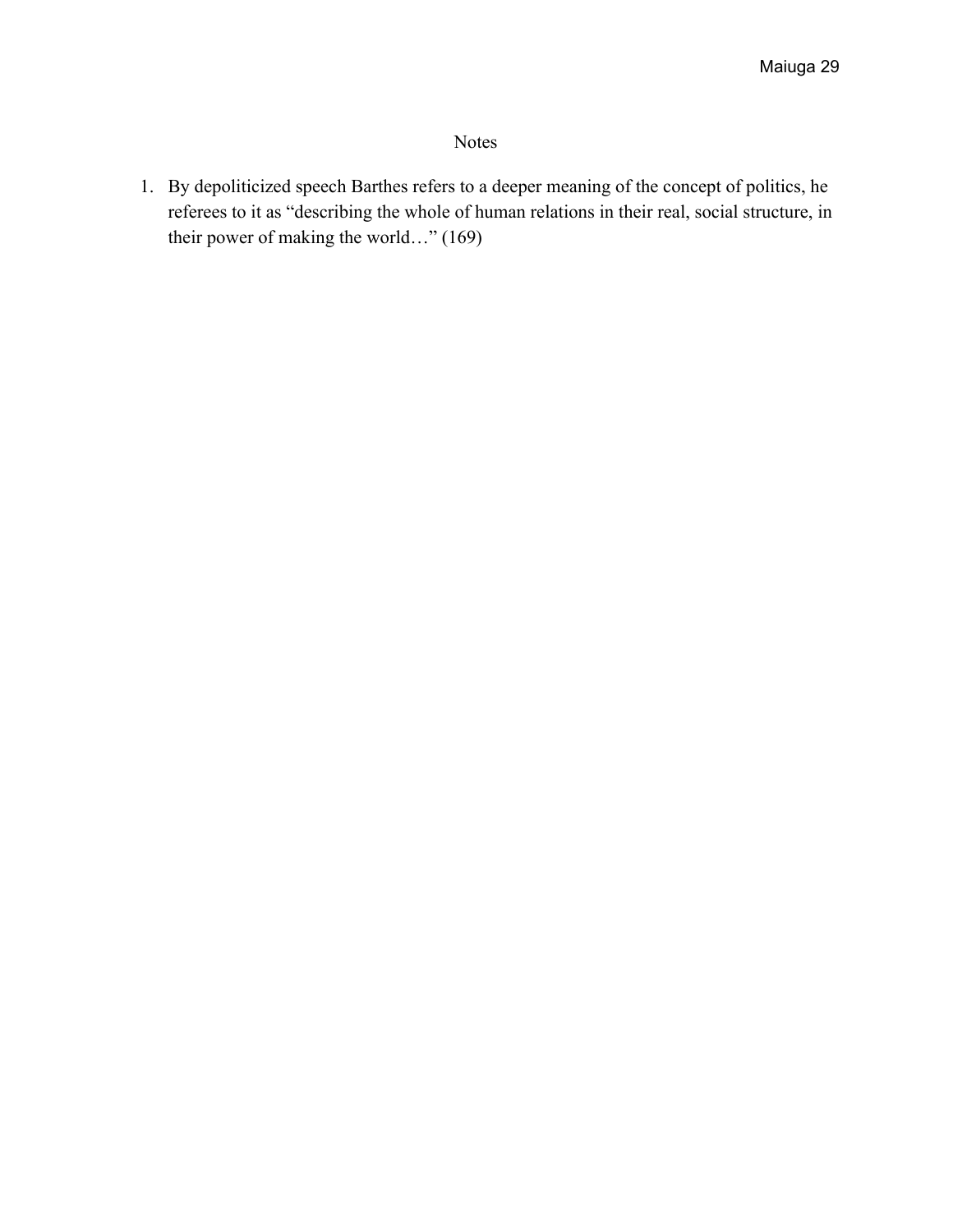# Notes

1. By depoliticized speech Barthes refers to a deeper meaning of the concept of politics, he referees to it as "describing the whole of human relations in their real, social structure, in their power of making the world…" (169)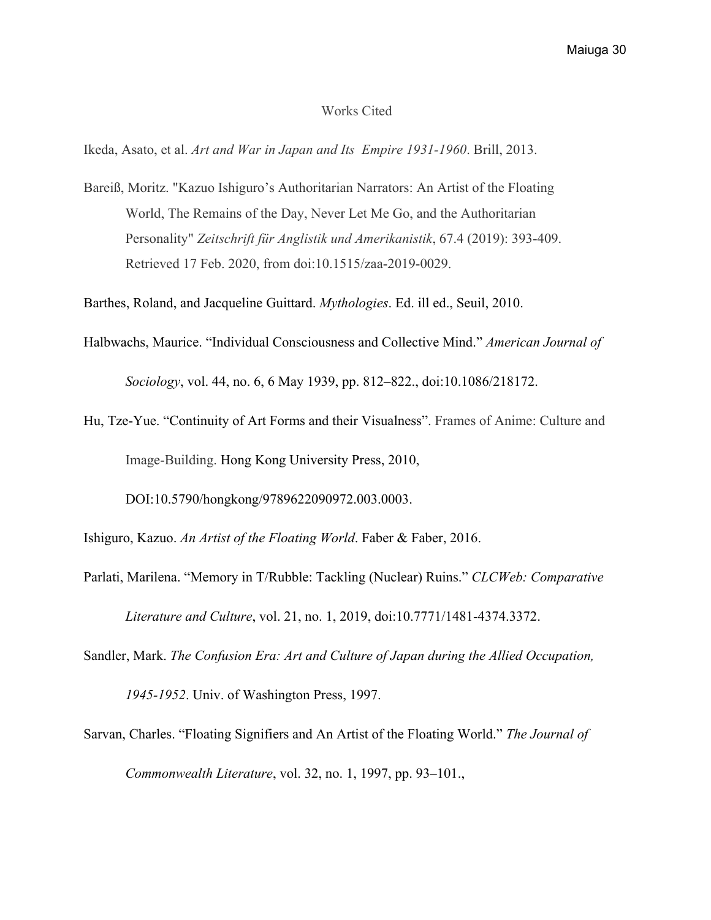# Works Cited

Ikeda, Asato, et al. *Art and War in Japan and Its  Empire 1931-1960*. Brill, 2013.

Bareiß, Moritz. "Kazuo Ishiguro's Authoritarian Narrators: An Artist of the Floating World, The Remains of the Day, Never Let Me Go, and the Authoritarian Personality" *Zeitschrift für Anglistik und Amerikanistik*, 67.4 (2019): 393-409. Retrieved 17 Feb. 2020, from doi:10.1515/zaa-2019-0029.

Barthes, Roland, and Jacqueline Guittard. *Mythologies*. Ed. ill ed., Seuil, 2010.

Halbwachs, Maurice. "Individual Consciousness and Collective Mind." *American Journal of Sociology*, vol. 44, no. 6, 6 May 1939, pp. 812–822., doi:10.1086/218172.

Hu, Tze-Yue. "Continuity of Art Forms and their Visualness". Frames of Anime: Culture and Image-Building. Hong Kong University Press, 2010, DOI:10.5790/hongkong/9789622090972.003.0003.

Ishiguro, Kazuo. *An Artist of the Floating World*. Faber & Faber, 2016.

Parlati, Marilena. "Memory in T/Rubble: Tackling (Nuclear) Ruins." *CLCWeb: Comparative Literature and Culture*, vol. 21, no. 1, 2019, doi:10.7771/1481-4374.3372.

Sandler, Mark. *The Confusion Era: Art and Culture of Japan during the Allied Occupation, 1945-1952*. Univ. of Washington Press, 1997.

Sarvan, Charles. "Floating Signifiers and An Artist of the Floating World." *The Journal of Commonwealth Literature*, vol. 32, no. 1, 1997, pp. 93–101.,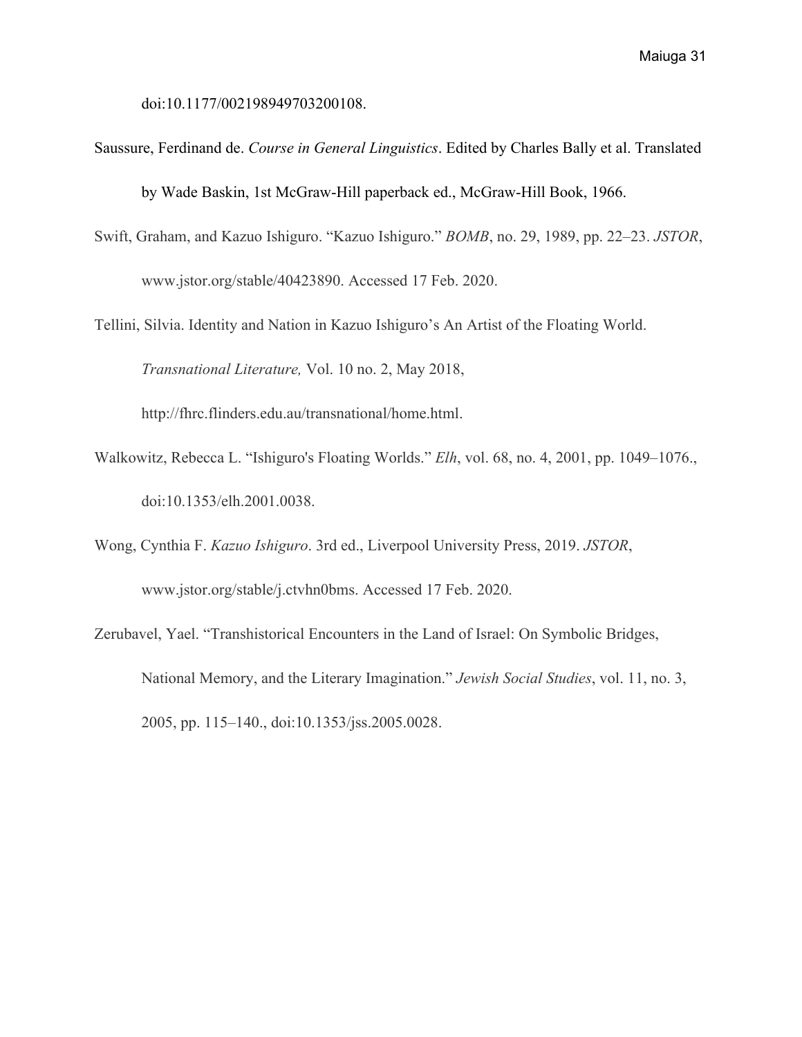doi:10.1177/002198949703200108.

Saussure, Ferdinand de. *Course in General Linguistics*. Edited by Charles Bally et al. Translated by Wade Baskin, 1st McGraw-Hill paperback ed., McGraw-Hill Book, 1966.

Swift, Graham, and Kazuo Ishiguro. "Kazuo Ishiguro." *BOMB*, no. 29, 1989, pp. 22–23. *JSTOR*, www.jstor.org/stable/40423890. Accessed 17 Feb. 2020.

Tellini, Silvia. Identity and Nation in Kazuo Ishiguro's An Artist of the Floating World. *Transnational Literature,* Vol. 10 no. 2, May 2018, http://fhrc.flinders.edu.au/transnational/home.html.

Walkowitz, Rebecca L. "Ishiguro's Floating Worlds." *Elh*, vol. 68, no. 4, 2001, pp. 1049–1076., doi:10.1353/elh.2001.0038.

Wong, Cynthia F. *Kazuo Ishiguro*. 3rd ed., Liverpool University Press, 2019. *JSTOR*, www.jstor.org/stable/j.ctvhn0bms. Accessed 17 Feb. 2020.

Zerubavel, Yael. "Transhistorical Encounters in the Land of Israel: On Symbolic Bridges, National Memory, and the Literary Imagination." *Jewish Social Studies*, vol. 11, no. 3, 2005, pp. 115–140., doi:10.1353/jss.2005.0028.